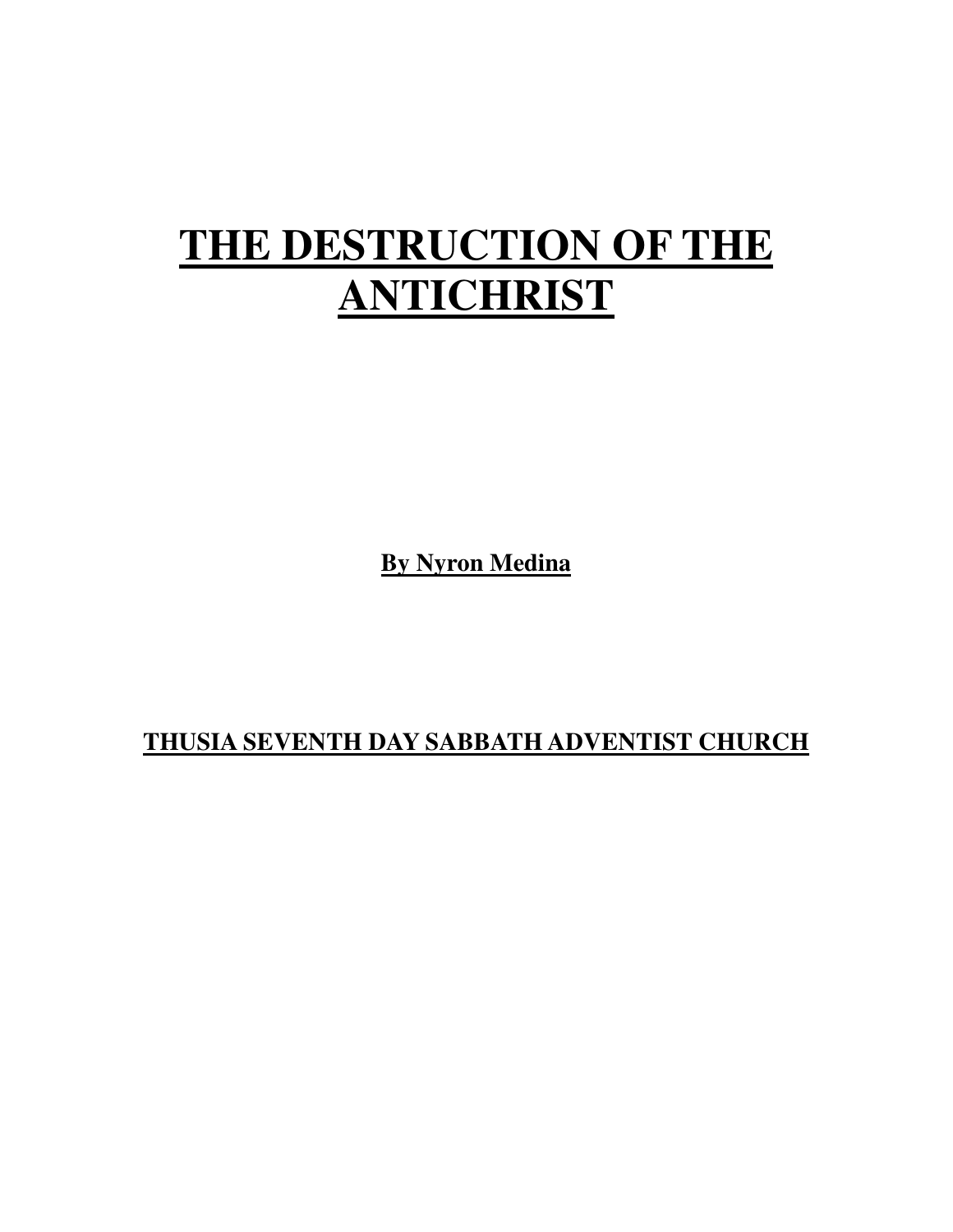# THE DESTRUCTION OF THE ANTICHRIST

**By Nyron Medina**

**THUSIA SEVENTH DAY SABBATH ADVENTIST CHURCH**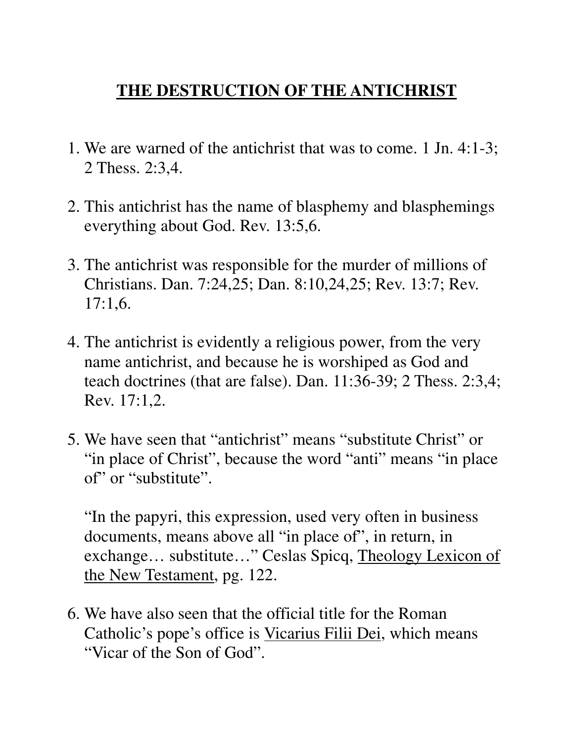# THE DESTRUCTION OF THE ANTICHRIST

1. We are warned of the antichrist that was to come. 1 Jn. 4:1-3; 2 Thess. 2:3,4.

2. This antichrist has the name of blasphemy and blasphemings everything about God. Rev. 13:5,6.

3. The antichrist was responsible for the murder of millions of Christians. Dan. 7:24,25; Dan. 8:10,24,25; Rev. 13:7; Rev. 17:1,6.

4. The antichrist is evidently a religious power, from the very name antichrist, and because he is worshiped as God and teach doctrines (that are false). Dan. 11:36-39; 2 Thess. 2:3,4; Rev. 17:1,2.

5. We have seen that "antichrist" means "substitute Christ" or "in place of Christ", because the word "anti" means "in place of" or "substitute".

   "In the papyri, this expression, used very often in business documents, means above all "in place of", in return, in exchange… substitute…" Ceslas Spicq, Theology Lexicon of the New Testament, pg. 122.

6. We have also seen that the official title for the Roman Catholic's pope's office is Vicarius Filii Dei, which means "Vicar of the Son of God".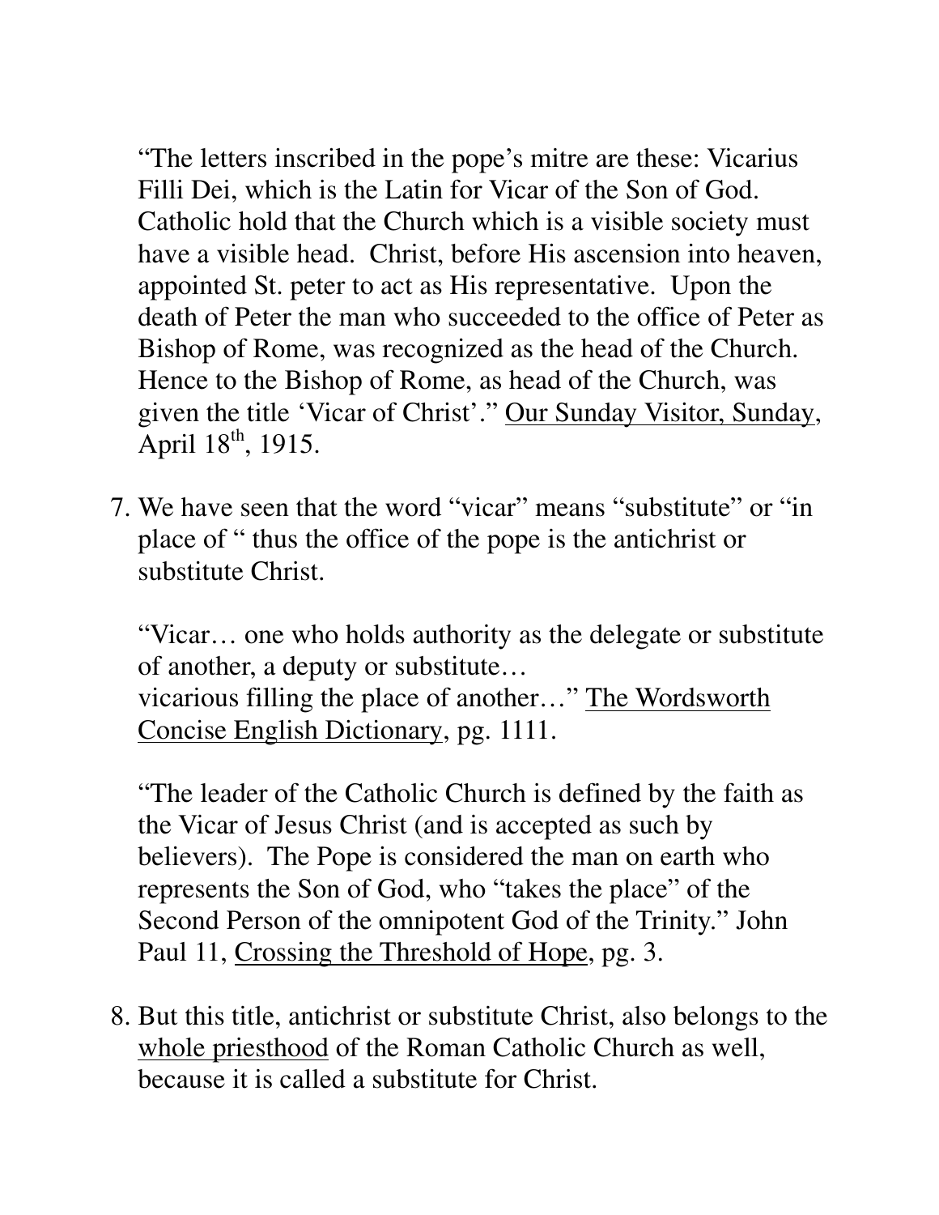"The letters inscribed in the pope's mitre are these: Vicarius Filli Dei, which is the Latin for Vicar of the Son of God. Catholic hold that the Church which is a visible society must have a visible head. Christ, before His ascension into heaven, appointed St. peter to act as His representative. Upon the death of Peter the man who succeeded to the office of Peter as Bishop of Rome, was recognized as the head of the Church. Hence to the Bishop of Rome, as head of the Church, was given the title 'Vicar of Christ'." Our Sunday Visitor, Sunday, April 18th, 1915.

7. We have seen that the word "vicar" means "substitute" or "in place of " thus the office of the pope is the antichrist or substitute Christ.

   "Vicar… one who holds authority as the delegate or substitute of another, a deputy or substitute…
   vicarious filling the place of another…" The Wordsworth Concise English Dictionary, pg. 1111.

   "The leader of the Catholic Church is defined by the faith as the Vicar of Jesus Christ (and is accepted as such by believers). The Pope is considered the man on earth who represents the Son of God, who "takes the place" of the Second Person of the omnipotent God of the Trinity." John Paul 11, Crossing the Threshold of Hope, pg. 3.

8. But this title, antichrist or substitute Christ, also belongs to the whole priesthood of the Roman Catholic Church as well, because it is called a substitute for Christ.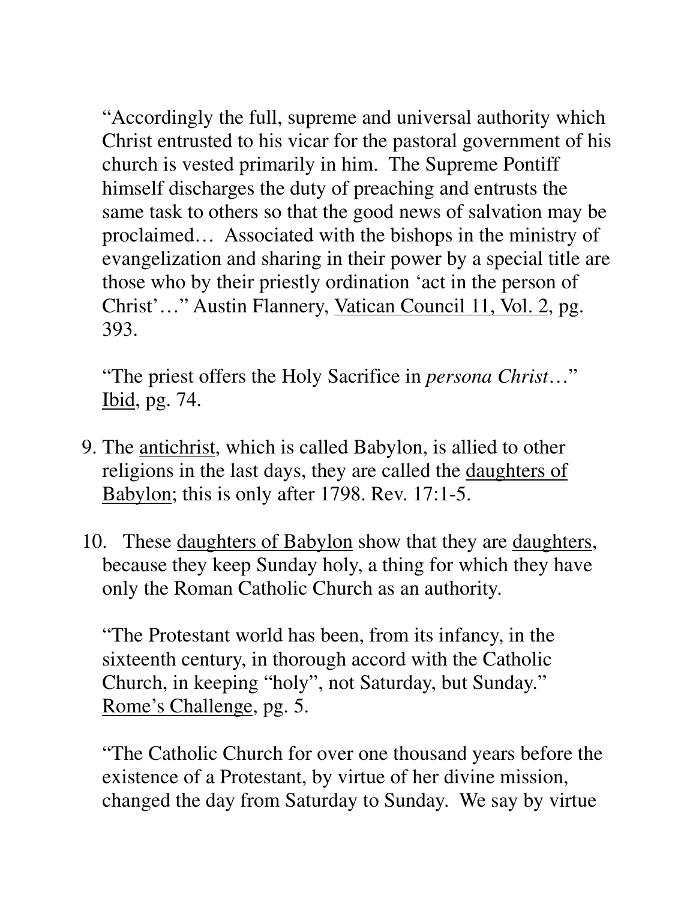"Accordingly the full, supreme and universal authority which Christ entrusted to his vicar for the pastoral government of his church is vested primarily in him. The Supreme Pontiff himself discharges the duty of preaching and entrusts the same task to others so that the good news of salvation may be proclaimed… Associated with the bishops in the ministry of evangelization and sharing in their power by a special title are those who by their priestly ordination 'act in the person of Christ'…" Austin Flannery, Vatican Council 11, Vol. 2, pg. 393.

"The priest offers the Holy Sacrifice in *persona Christ*…" Ibid, pg. 74.

9. The antichrist, which is called Babylon, is allied to other religions in the last days, they are called the daughters of Babylon; this is only after 1798. Rev. 17:1-5.

10. These daughters of Babylon show that they are daughters, because they keep Sunday holy, a thing for which they have only the Roman Catholic Church as an authority.

"The Protestant world has been, from its infancy, in the sixteenth century, in thorough accord with the Catholic Church, in keeping "holy", not Saturday, but Sunday." Rome's Challenge, pg. 5.

"The Catholic Church for over one thousand years before the existence of a Protestant, by virtue of her divine mission, changed the day from Saturday to Sunday. We say by virtue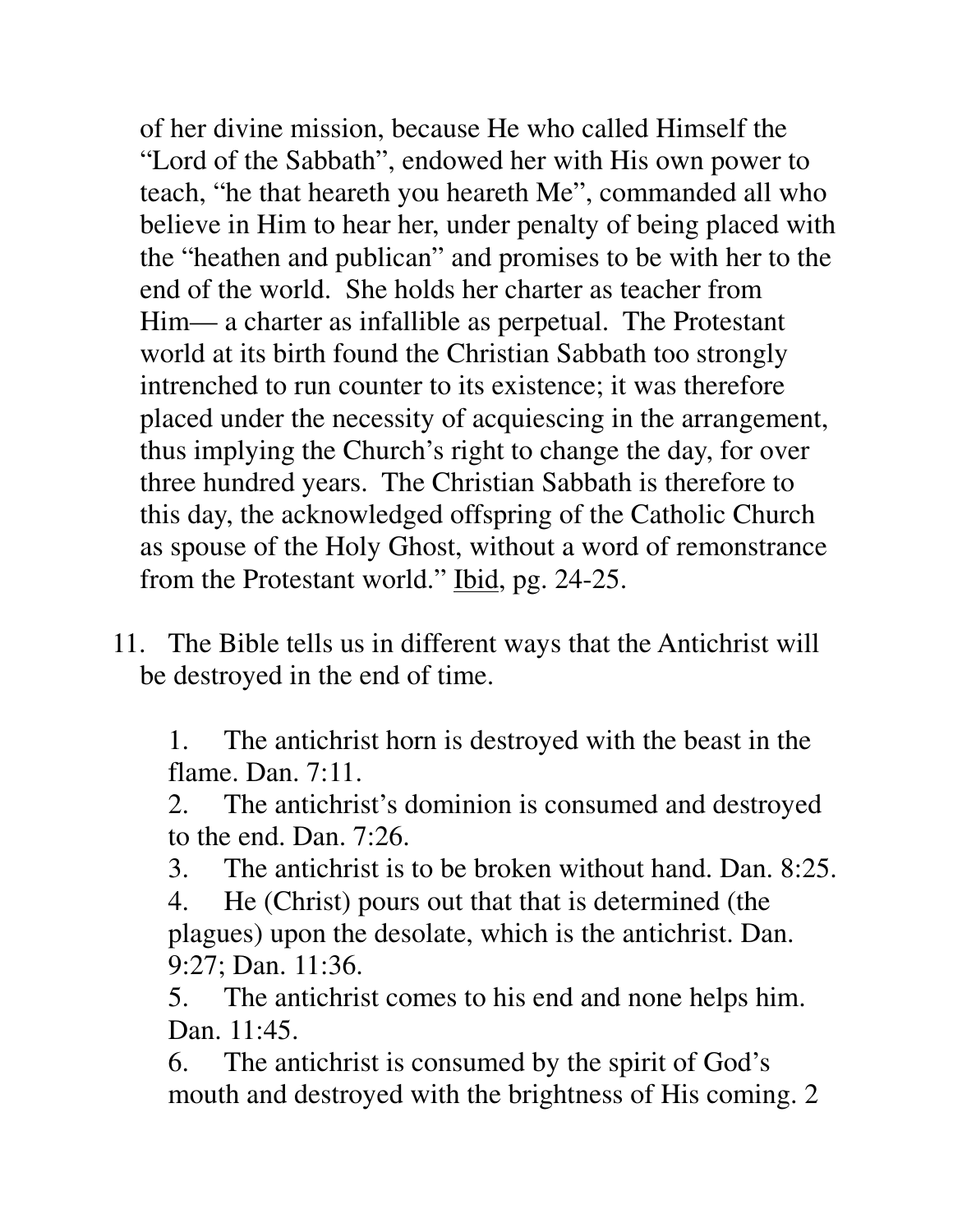of her divine mission, because He who called Himself the "Lord of the Sabbath", endowed her with His own power to teach, "he that heareth you heareth Me", commanded all who believe in Him to hear her, under penalty of being placed with the "heathen and publican" and promises to be with her to the end of the world. She holds her charter as teacher from Him— a charter as infallible as perpetual. The Protestant world at its birth found the Christian Sabbath too strongly intrenched to run counter to its existence; it was therefore placed under the necessity of acquiescing in the arrangement, thus implying the Church's right to change the day, for over three hundred years. The Christian Sabbath is therefore to this day, the acknowledged offspring of the Catholic Church as spouse of the Holy Ghost, without a word of remonstrance from the Protestant world." <u>Ibid</u>, pg. 24-25.

11. The Bible tells us in different ways that the Antichrist will be destroyed in the end of time.

    1. The antichrist horn is destroyed with the beast in the flame. Dan. 7:11.
    2. The antichrist's dominion is consumed and destroyed to the end. Dan. 7:26.
    3. The antichrist is to be broken without hand. Dan. 8:25.
    4. He (Christ) pours out that that is determined (the plagues) upon the desolate, which is the antichrist. Dan. 9:27; Dan. 11:36.
    5. The antichrist comes to his end and none helps him. Dan. 11:45.
    6. The antichrist is consumed by the spirit of God's mouth and destroyed with the brightness of His coming. 2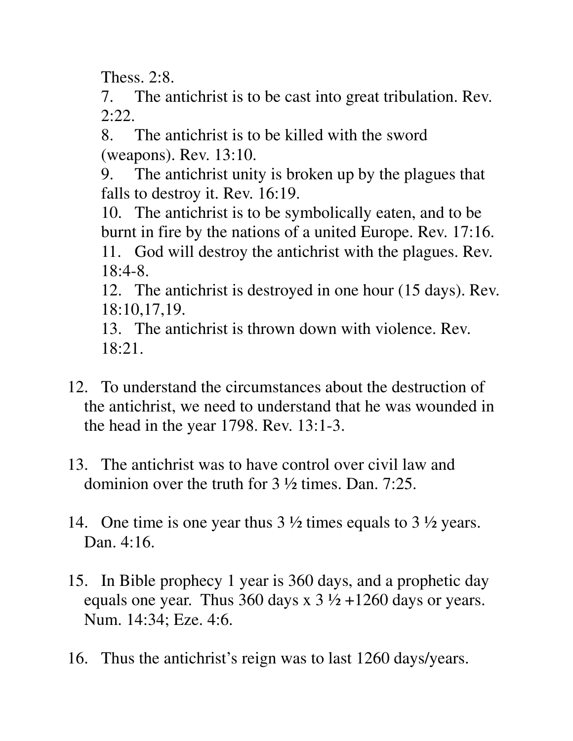Thess. 2:8.

7. The antichrist is to be cast into great tribulation. Rev. 2:22.
8. The antichrist is to be killed with the sword (weapons). Rev. 13:10.
9. The antichrist unity is broken up by the plagues that falls to destroy it. Rev. 16:19.
10. The antichrist is to be symbolically eaten, and to be burnt in fire by the nations of a united Europe. Rev. 17:16.
11. God will destroy the antichrist with the plagues. Rev. 18:4-8.
12. The antichrist is destroyed in one hour (15 days). Rev. 18:10,17,19.
13. The antichrist is thrown down with violence. Rev. 18:21.

12. To understand the circumstances about the destruction of the antichrist, we need to understand that he was wounded in the head in the year 1798. Rev. 13:1-3.

13. The antichrist was to have control over civil law and dominion over the truth for 3 ½ times. Dan. 7:25.

14. One time is one year thus 3 ½ times equals to 3 ½ years. Dan. 4:16.

15. In Bible prophecy 1 year is 360 days, and a prophetic day equals one year. Thus 360 days x 3 ½ +1260 days or years. Num. 14:34; Eze. 4:6.

16. Thus the antichrist's reign was to last 1260 days/years.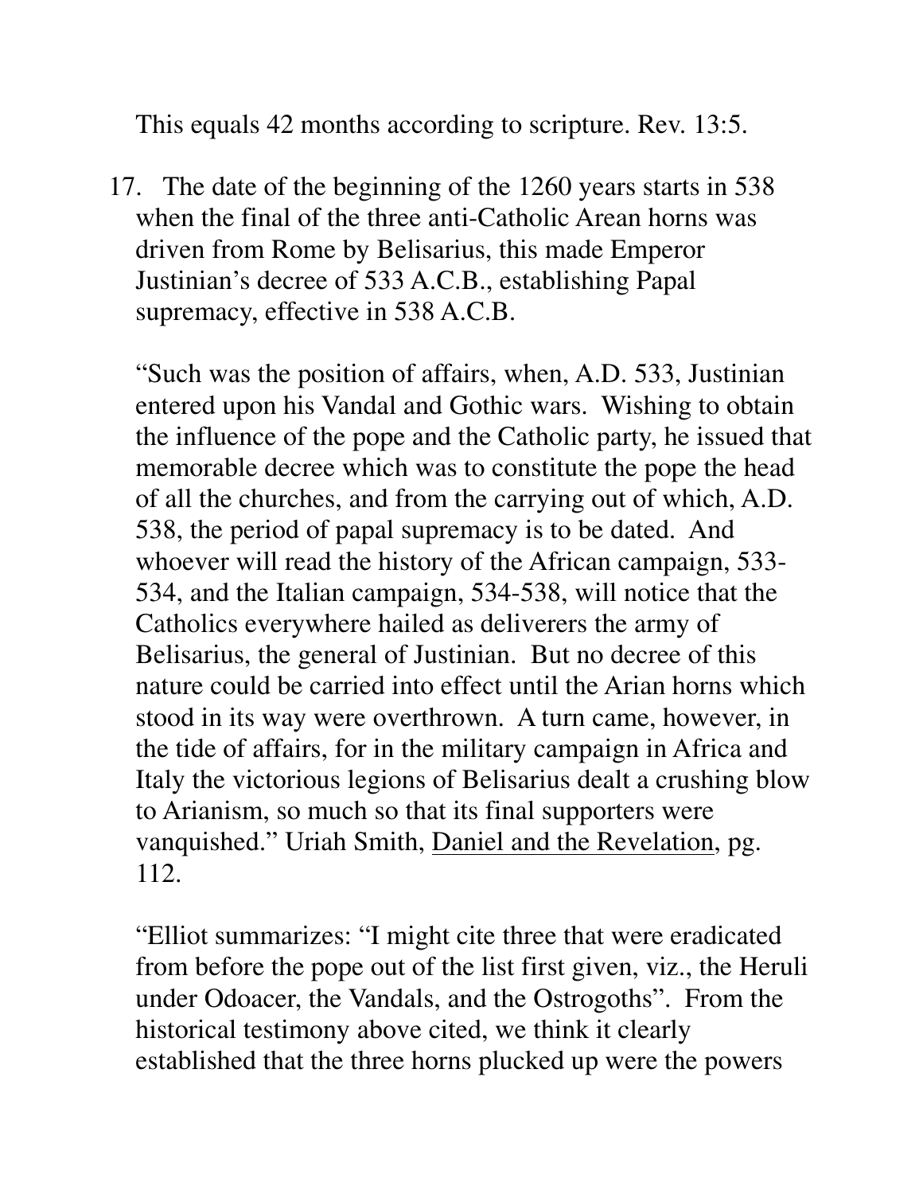This equals 42 months according to scripture. Rev. 13:5.

17. The date of the beginning of the 1260 years starts in 538 when the final of the three anti-Catholic Arean horns was driven from Rome by Belisarius, this made Emperor Justinian's decree of 533 A.C.B., establishing Papal supremacy, effective in 538 A.C.B.

    "Such was the position of affairs, when, A.D. 533, Justinian entered upon his Vandal and Gothic wars. Wishing to obtain the influence of the pope and the Catholic party, he issued that memorable decree which was to constitute the pope the head of all the churches, and from the carrying out of which, A.D. 538, the period of papal supremacy is to be dated. And whoever will read the history of the African campaign, 533-534, and the Italian campaign, 534-538, will notice that the Catholics everywhere hailed as deliverers the army of Belisarius, the general of Justinian. But no decree of this nature could be carried into effect until the Arian horns which stood in its way were overthrown. A turn came, however, in the tide of affairs, for in the military campaign in Africa and Italy the victorious legions of Belisarius dealt a crushing blow to Arianism, so much so that its final supporters were vanquished." Uriah Smith, <u>Daniel and the Revelation</u>, pg. 112.

    "Elliot summarizes: "I might cite three that were eradicated from before the pope out of the list first given, viz., the Heruli under Odoacer, the Vandals, and the Ostrogoths". From the historical testimony above cited, we think it clearly established that the three horns plucked up were the powers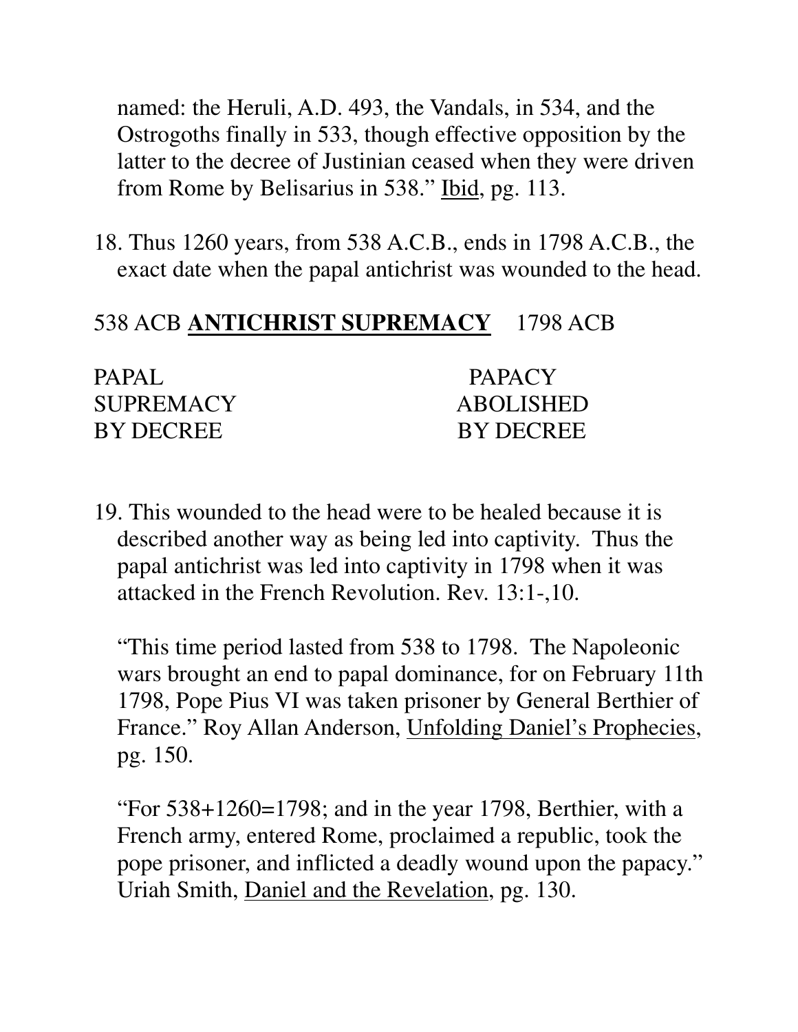named: the Heruli, A.D. 493, the Vandals, in 534, and the Ostrogoths finally in 533, though effective opposition by the latter to the decree of Justinian ceased when they were driven from Rome by Belisarius in 538." Ibid, pg. 113.

18. Thus 1260 years, from 538 A.C.B., ends in 1798 A.C.B., the exact date when the papal antichrist was wounded to the head.

538 ACB **ANTICHRIST SUPREMACY** 1798 ACB

| | |
|---|---|
| PAPAL SUPREMACY BY DECREE | PAPACY ABOLISHED BY DECREE |

19. This wounded to the head were to be healed because it is described another way as being led into captivity. Thus the papal antichrist was led into captivity in 1798 when it was attacked in the French Revolution. Rev. 13:1-,10.

"This time period lasted from 538 to 1798. The Napoleonic wars brought an end to papal dominance, for on February 11th 1798, Pope Pius VI was taken prisoner by General Berthier of France." Roy Allan Anderson, Unfolding Daniel's Prophecies, pg. 150.

"For 538+1260=1798; and in the year 1798, Berthier, with a French army, entered Rome, proclaimed a republic, took the pope prisoner, and inflicted a deadly wound upon the papacy." Uriah Smith, Daniel and the Revelation, pg. 130.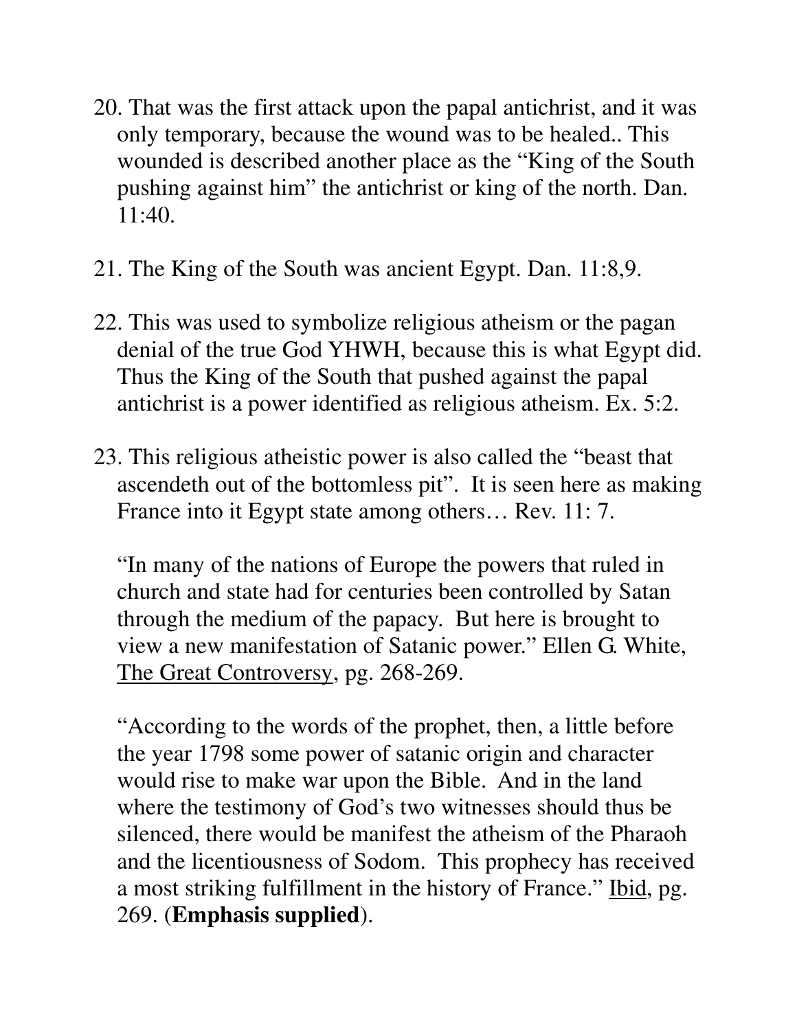20. That was the first attack upon the papal antichrist, and it was only temporary, because the wound was to be healed.. This wounded is described another place as the "King of the South pushing against him" the antichrist or king of the north. Dan. 11:40.

21. The King of the South was ancient Egypt. Dan. 11:8,9.

22. This was used to symbolize religious atheism or the pagan denial of the true God YHWH, because this is what Egypt did. Thus the King of the South that pushed against the papal antichrist is a power identified as religious atheism. Ex. 5:2.

23. This religious atheistic power is also called the "beast that ascendeth out of the bottomless pit". It is seen here as making France into it Egypt state among others… Rev. 11: 7.

    "In many of the nations of Europe the powers that ruled in church and state had for centuries been controlled by Satan through the medium of the papacy. But here is brought to view a new manifestation of Satanic power." Ellen G. White, The Great Controversy, pg. 268-269.

    "According to the words of the prophet, then, a little before the year 1798 some power of satanic origin and character would rise to make war upon the Bible. And in the land where the testimony of God's two witnesses should thus be silenced, there would be manifest the atheism of the Pharaoh and the licentiousness of Sodom. This prophecy has received a most striking fulfillment in the history of France." Ibid, pg. 269. (**Emphasis supplied**).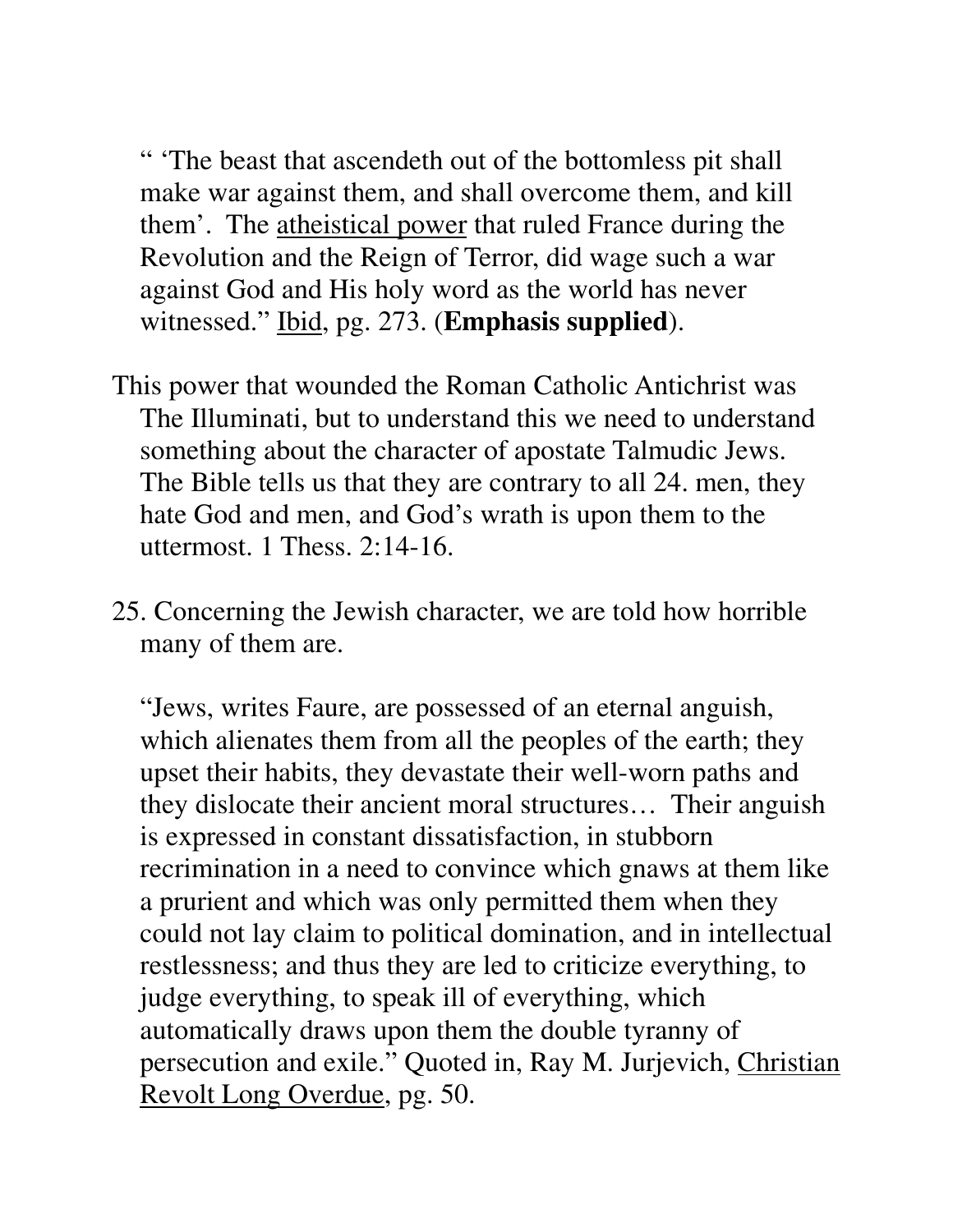" 'The beast that ascendeth out of the bottomless pit shall make war against them, and shall overcome them, and kill them'. The atheistical power that ruled France during the Revolution and the Reign of Terror, did wage such a war against God and His holy word as the world has never witnessed." Ibid, pg. 273. (**Emphasis supplied**).

This power that wounded the Roman Catholic Antichrist was The Illuminati, but to understand this we need to understand something about the character of apostate Talmudic Jews. The Bible tells us that they are contrary to all 24. men, they hate God and men, and God's wrath is upon them to the uttermost. 1 Thess. 2:14-16.

25. Concerning the Jewish character, we are told how horrible many of them are.

"Jews, writes Faure, are possessed of an eternal anguish, which alienates them from all the peoples of the earth; they upset their habits, they devastate their well-worn paths and they dislocate their ancient moral structures… Their anguish is expressed in constant dissatisfaction, in stubborn recrimination in a need to convince which gnaws at them like a prurient and which was only permitted them when they could not lay claim to political domination, and in intellectual restlessness; and thus they are led to criticize everything, to judge everything, to speak ill of everything, which automatically draws upon them the double tyranny of persecution and exile." Quoted in, Ray M. Jurjevich, Christian Revolt Long Overdue, pg. 50.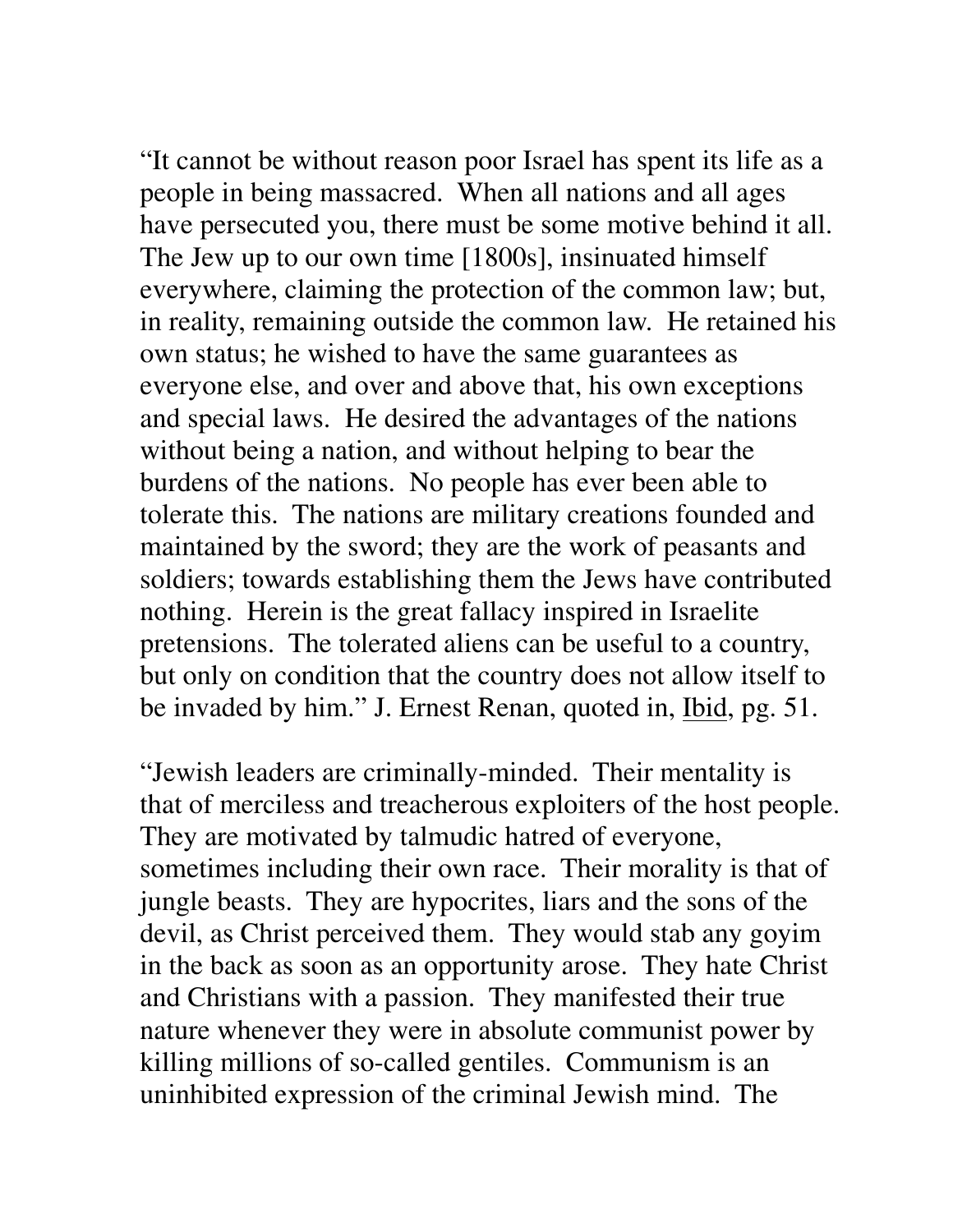"It cannot be without reason poor Israel has spent its life as a people in being massacred. When all nations and all ages have persecuted you, there must be some motive behind it all. The Jew up to our own time [1800s], insinuated himself everywhere, claiming the protection of the common law; but, in reality, remaining outside the common law. He retained his own status; he wished to have the same guarantees as everyone else, and over and above that, his own exceptions and special laws. He desired the advantages of the nations without being a nation, and without helping to bear the burdens of the nations. No people has ever been able to tolerate this. The nations are military creations founded and maintained by the sword; they are the work of peasants and soldiers; towards establishing them the Jews have contributed nothing. Herein is the great fallacy inspired in Israelite pretensions. The tolerated aliens can be useful to a country, but only on condition that the country does not allow itself to be invaded by him." J. Ernest Renan, quoted in, Ibid, pg. 51.

"Jewish leaders are criminally-minded. Their mentality is that of merciless and treacherous exploiters of the host people. They are motivated by talmudic hatred of everyone, sometimes including their own race. Their morality is that of jungle beasts. They are hypocrites, liars and the sons of the devil, as Christ perceived them. They would stab any goyim in the back as soon as an opportunity arose. They hate Christ and Christians with a passion. They manifested their true nature whenever they were in absolute communist power by killing millions of so-called gentiles. Communism is an uninhibited expression of the criminal Jewish mind. The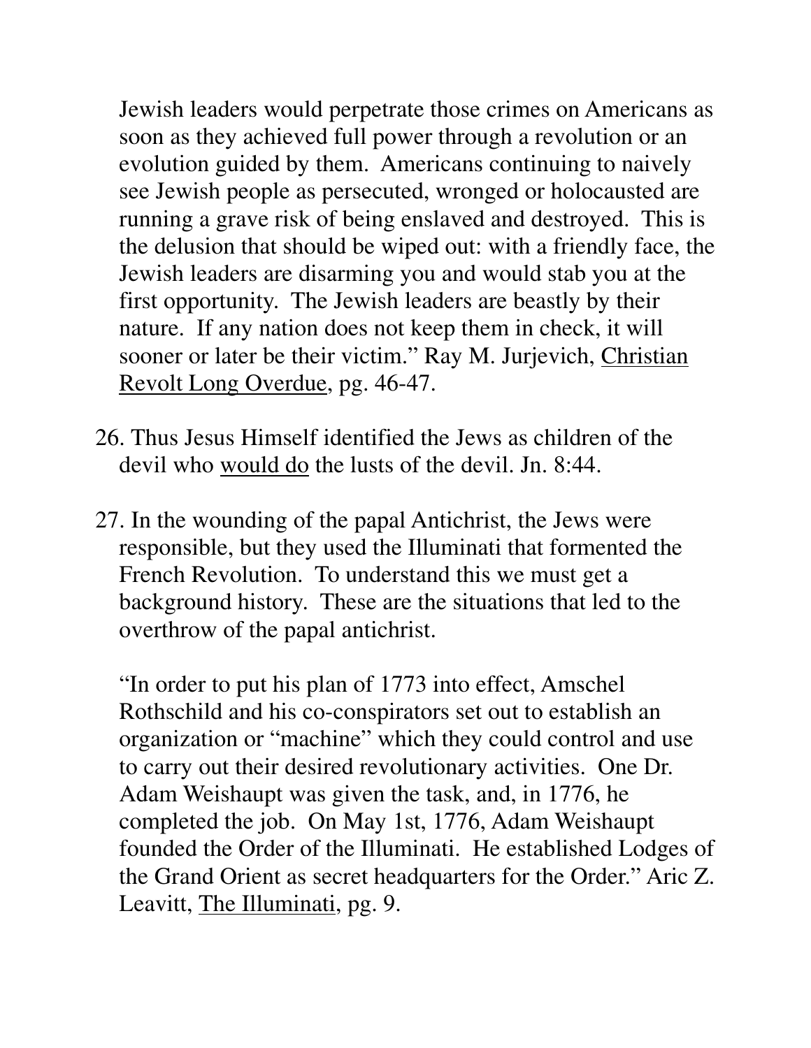Jewish leaders would perpetrate those crimes on Americans as soon as they achieved full power through a revolution or an evolution guided by them. Americans continuing to naively see Jewish people as persecuted, wronged or holocausted are running a grave risk of being enslaved and destroyed. This is the delusion that should be wiped out: with a friendly face, the Jewish leaders are disarming you and would stab you at the first opportunity. The Jewish leaders are beastly by their nature. If any nation does not keep them in check, it will sooner or later be their victim." Ray M. Jurjevich, Christian Revolt Long Overdue, pg. 46-47.

26. Thus Jesus Himself identified the Jews as children of the devil who would do the lusts of the devil. Jn. 8:44.

27. In the wounding of the papal Antichrist, the Jews were responsible, but they used the Illuminati that formented the French Revolution. To understand this we must get a background history. These are the situations that led to the overthrow of the papal antichrist.

"In order to put his plan of 1773 into effect, Amschel Rothschild and his co-conspirators set out to establish an organization or "machine" which they could control and use to carry out their desired revolutionary activities. One Dr. Adam Weishaupt was given the task, and, in 1776, he completed the job. On May 1st, 1776, Adam Weishaupt founded the Order of the Illuminati. He established Lodges of the Grand Orient as secret headquarters for the Order." Aric Z. Leavitt, The Illuminati, pg. 9.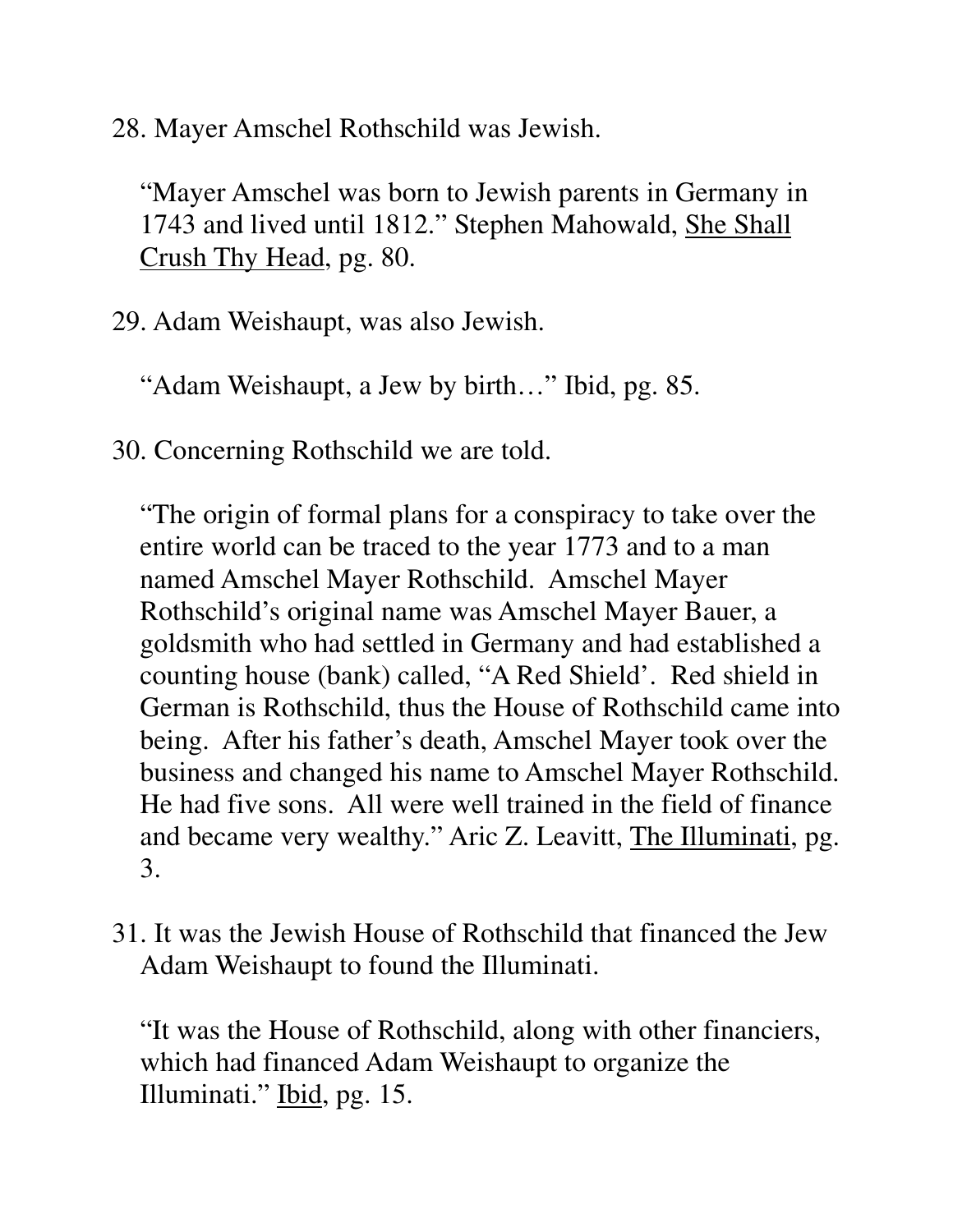28. Mayer Amschel Rothschild was Jewish.

    "Mayer Amschel was born to Jewish parents in Germany in 1743 and lived until 1812." Stephen Mahowald, <u>She Shall Crush Thy Head</u>, pg. 80.

29. Adam Weishaupt, was also Jewish.

    "Adam Weishaupt, a Jew by birth…" Ibid, pg. 85.

30. Concerning Rothschild we are told.

    "The origin of formal plans for a conspiracy to take over the entire world can be traced to the year 1773 and to a man named Amschel Mayer Rothschild. Amschel Mayer Rothschild's original name was Amschel Mayer Bauer, a goldsmith who had settled in Germany and had established a counting house (bank) called, "A Red Shield'. Red shield in German is Rothschild, thus the House of Rothschild came into being. After his father's death, Amschel Mayer took over the business and changed his name to Amschel Mayer Rothschild. He had five sons. All were well trained in the field of finance and became very wealthy." Aric Z. Leavitt, <u>The Illuminati</u>, pg. 3.

31. It was the Jewish House of Rothschild that financed the Jew Adam Weishaupt to found the Illuminati.

    "It was the House of Rothschild, along with other financiers, which had financed Adam Weishaupt to organize the Illuminati." <u>Ibid</u>, pg. 15.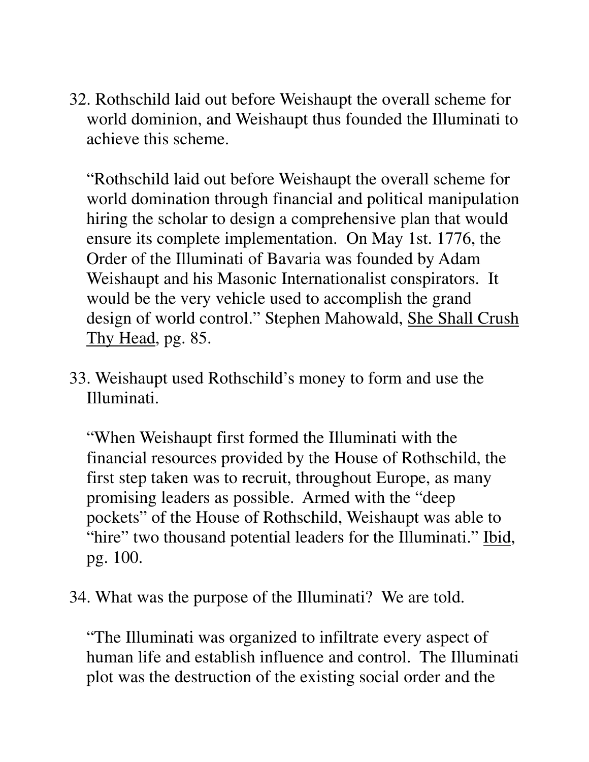32. Rothschild laid out before Weishaupt the overall scheme for world dominion, and Weishaupt thus founded the Illuminati to achieve this scheme.

    "Rothschild laid out before Weishaupt the overall scheme for world domination through financial and political manipulation hiring the scholar to design a comprehensive plan that would ensure its complete implementation. On May 1st. 1776, the Order of the Illuminati of Bavaria was founded by Adam Weishaupt and his Masonic Internationalist conspirators. It would be the very vehicle used to accomplish the grand design of world control." Stephen Mahowald, <u>She Shall Crush Thy Head</u>, pg. 85.

33. Weishaupt used Rothschild's money to form and use the Illuminati.

    "When Weishaupt first formed the Illuminati with the financial resources provided by the House of Rothschild, the first step taken was to recruit, throughout Europe, as many promising leaders as possible. Armed with the "deep pockets" of the House of Rothschild, Weishaupt was able to "hire" two thousand potential leaders for the Illuminati." <u>Ibid</u>, pg. 100.

34. What was the purpose of the Illuminati? We are told.

    "The Illuminati was organized to infiltrate every aspect of human life and establish influence and control. The Illuminati plot was the destruction of the existing social order and the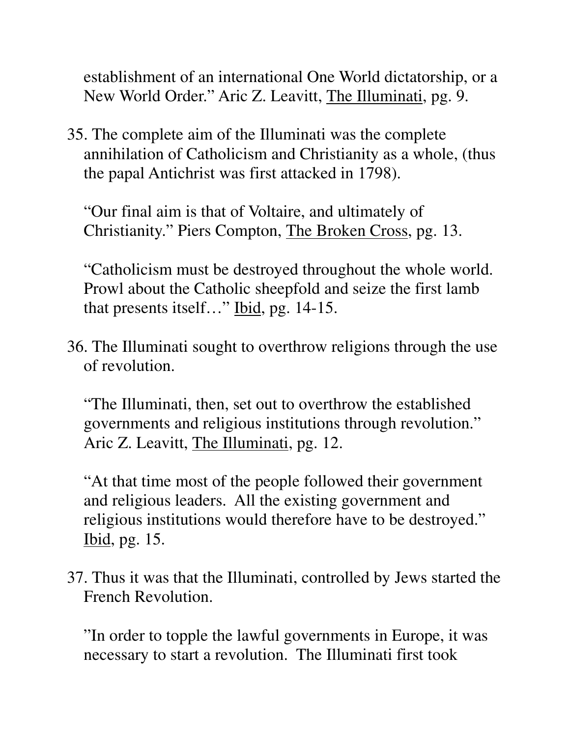establishment of an international One World dictatorship, or a New World Order." Aric Z. Leavitt, The Illuminati, pg. 9.

35. The complete aim of the Illuminati was the complete annihilation of Catholicism and Christianity as a whole, (thus the papal Antichrist was first attacked in 1798).

   "Our final aim is that of Voltaire, and ultimately of Christianity." Piers Compton, The Broken Cross, pg. 13.

   "Catholicism must be destroyed throughout the whole world. Prowl about the Catholic sheepfold and seize the first lamb that presents itself…" Ibid, pg. 14-15.

36. The Illuminati sought to overthrow religions through the use of revolution.

   "The Illuminati, then, set out to overthrow the established governments and religious institutions through revolution." Aric Z. Leavitt, The Illuminati, pg. 12.

   "At that time most of the people followed their government and religious leaders. All the existing government and religious institutions would therefore have to be destroyed." Ibid, pg. 15.

37. Thus it was that the Illuminati, controlled by Jews started the French Revolution.

   "In order to topple the lawful governments in Europe, it was necessary to start a revolution. The Illuminati first took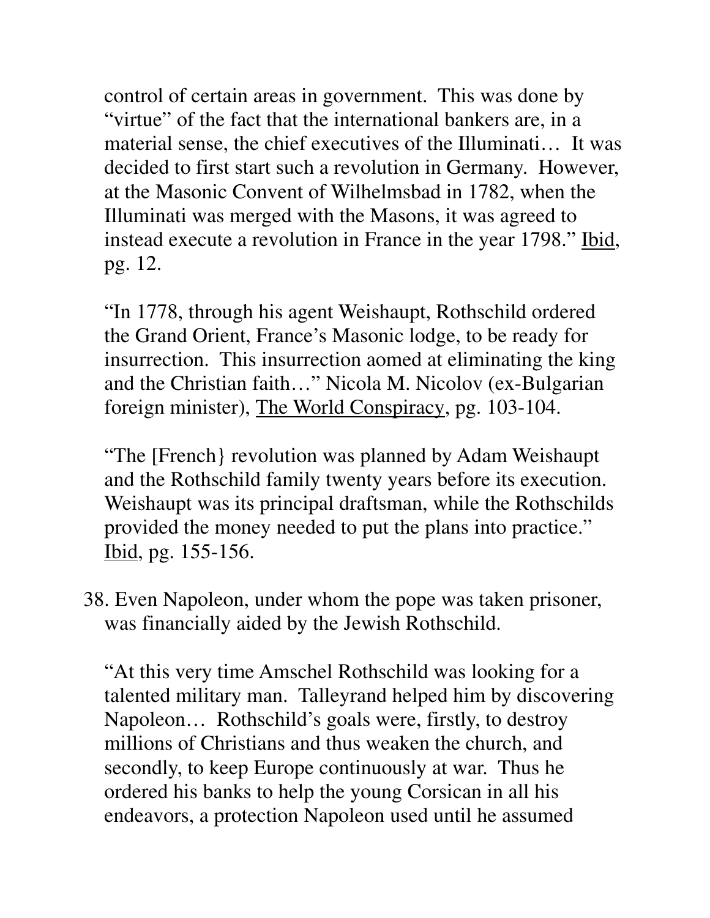control of certain areas in government. This was done by "virtue" of the fact that the international bankers are, in a material sense, the chief executives of the Illuminati… It was decided to first start such a revolution in Germany. However, at the Masonic Convent of Wilhelmsbad in 1782, when the Illuminati was merged with the Masons, it was agreed to instead execute a revolution in France in the year 1798." Ibid, pg. 12.

"In 1778, through his agent Weishaupt, Rothschild ordered the Grand Orient, France's Masonic lodge, to be ready for insurrection. This insurrection aomed at eliminating the king and the Christian faith…" Nicola M. Nicolov (ex-Bulgarian foreign minister), The World Conspiracy, pg. 103-104.

"The [French} revolution was planned by Adam Weishaupt and the Rothschild family twenty years before its execution. Weishaupt was its principal draftsman, while the Rothschilds provided the money needed to put the plans into practice." Ibid, pg. 155-156.

38. Even Napoleon, under whom the pope was taken prisoner, was financially aided by the Jewish Rothschild.

"At this very time Amschel Rothschild was looking for a talented military man. Talleyrand helped him by discovering Napoleon… Rothschild's goals were, firstly, to destroy millions of Christians and thus weaken the church, and secondly, to keep Europe continuously at war. Thus he ordered his banks to help the young Corsican in all his endeavors, a protection Napoleon used until he assumed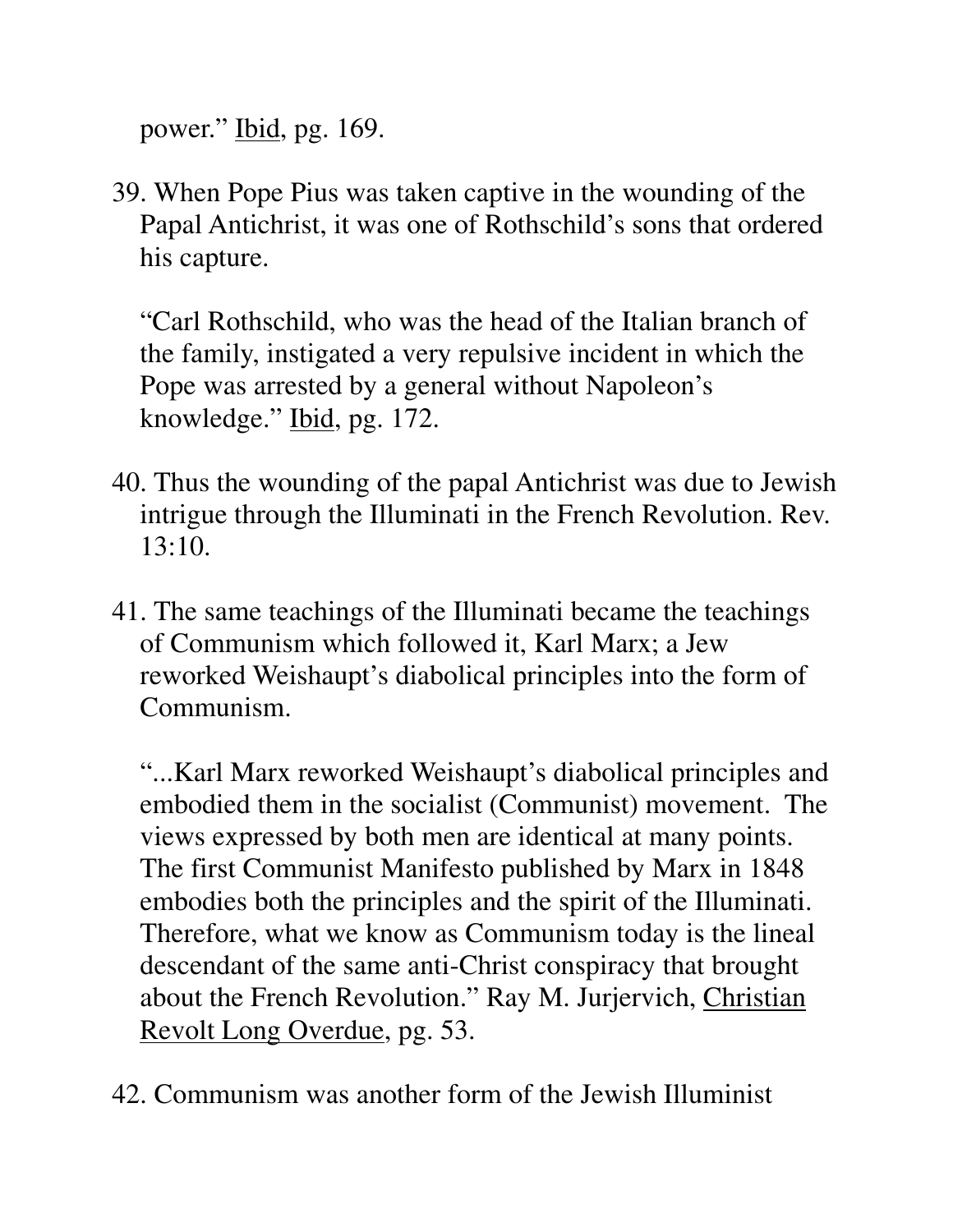power." <u>Ibid</u>, pg. 169.

39. When Pope Pius was taken captive in the wounding of the Papal Antichrist, it was one of Rothschild's sons that ordered his capture.

    "Carl Rothschild, who was the head of the Italian branch of the family, instigated a very repulsive incident in which the Pope was arrested by a general without Napoleon's knowledge." <u>Ibid</u>, pg. 172.

40. Thus the wounding of the papal Antichrist was due to Jewish intrigue through the Illuminati in the French Revolution. Rev. 13:10.

41. The same teachings of the Illuminati became the teachings of Communism which followed it, Karl Marx; a Jew reworked Weishaupt's diabolical principles into the form of Communism.

    "...Karl Marx reworked Weishaupt's diabolical principles and embodied them in the socialist (Communist) movement. The views expressed by both men are identical at many points. The first Communist Manifesto published by Marx in 1848 embodies both the principles and the spirit of the Illuminati. Therefore, what we know as Communism today is the lineal descendant of the same anti-Christ conspiracy that brought about the French Revolution." Ray M. Jurjervich, <u>Christian Revolt Long Overdue</u>, pg. 53.

42. Communism was another form of the Jewish Illuminist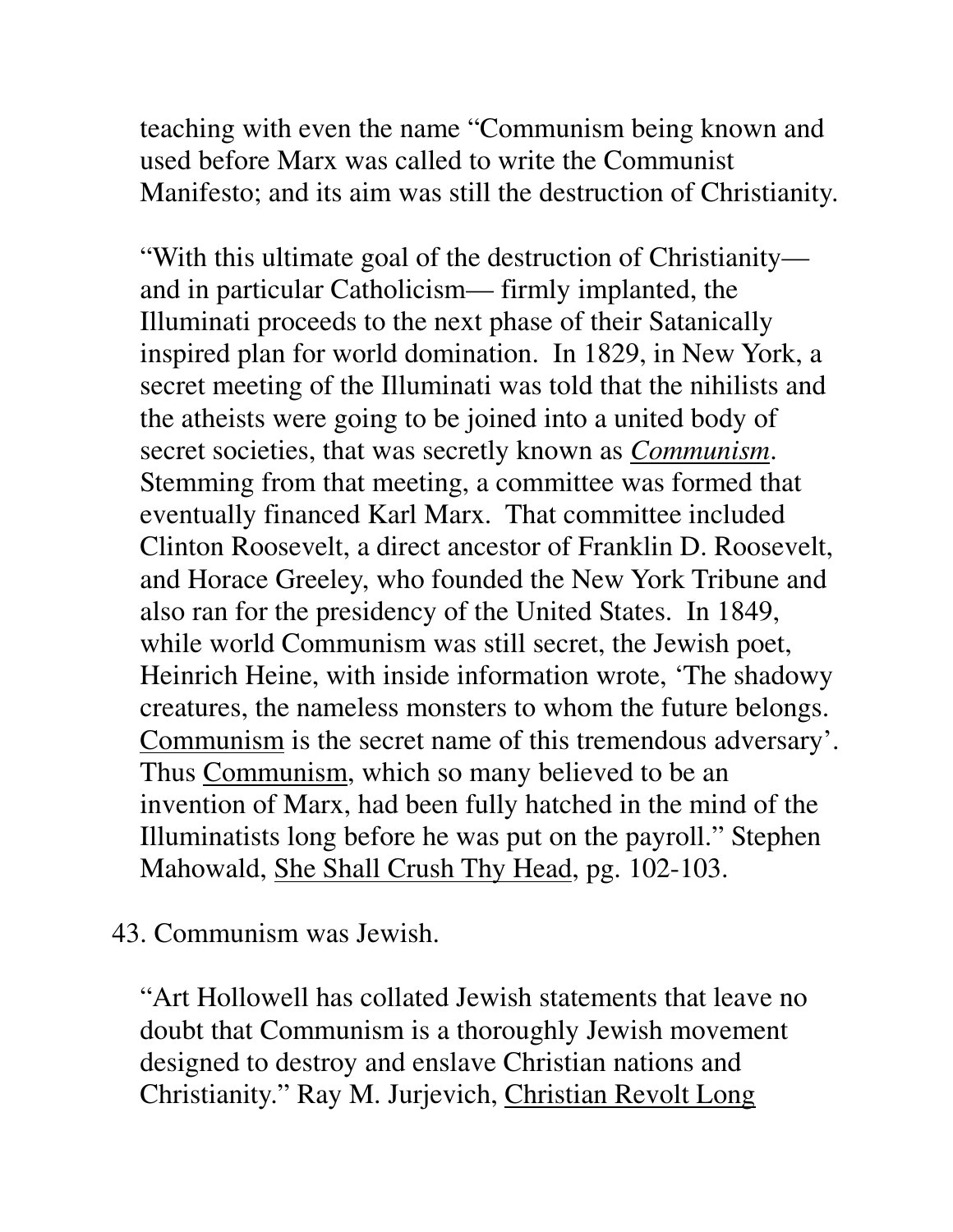teaching with even the name "Communism being known and used before Marx was called to write the Communist Manifesto; and its aim was still the destruction of Christianity.

"With this ultimate goal of the destruction of Christianity—and in particular Catholicism— firmly implanted, the Illuminati proceeds to the next phase of their Satanically inspired plan for world domination. In 1829, in New York, a secret meeting of the Illuminati was told that the nihilists and the atheists were going to be joined into a united body of secret societies, that was secretly known as *Communism*. Stemming from that meeting, a committee was formed that eventually financed Karl Marx. That committee included Clinton Roosevelt, a direct ancestor of Franklin D. Roosevelt, and Horace Greeley, who founded the New York Tribune and also ran for the presidency of the United States. In 1849, while world Communism was still secret, the Jewish poet, Heinrich Heine, with inside information wrote, 'The shadowy creatures, the nameless monsters to whom the future belongs. Communism is the secret name of this tremendous adversary'. Thus Communism, which so many believed to be an invention of Marx, had been fully hatched in the mind of the Illuminatists long before he was put on the payroll." Stephen Mahowald, She Shall Crush Thy Head, pg. 102-103.

43. Communism was Jewish.

"Art Hollowell has collated Jewish statements that leave no doubt that Communism is a thoroughly Jewish movement designed to destroy and enslave Christian nations and Christianity." Ray M. Jurjevich, Christian Revolt Long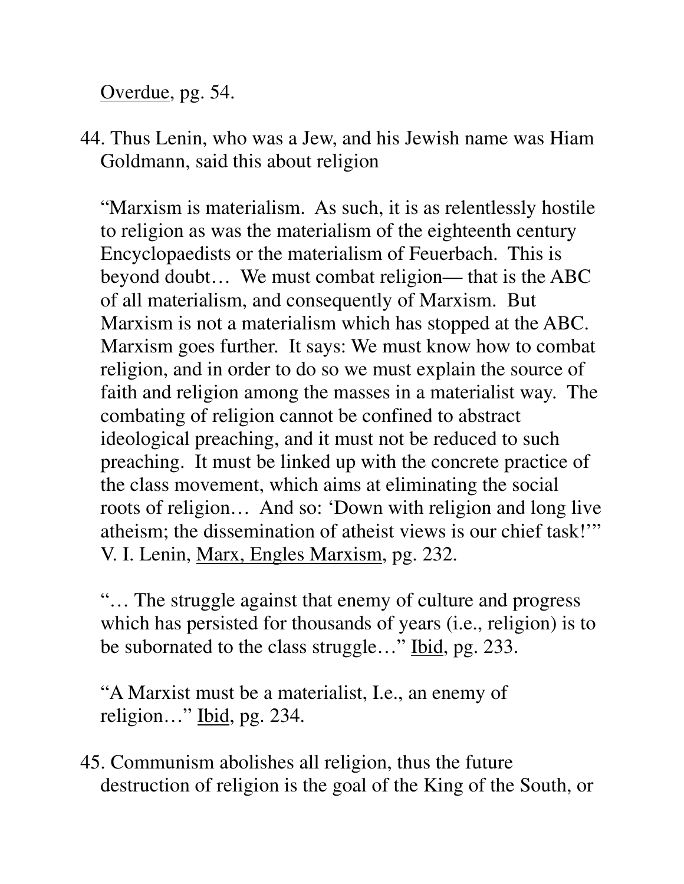Overdue, pg. 54.

44. Thus Lenin, who was a Jew, and his Jewish name was Hiam Goldmann, said this about religion

 "Marxism is materialism. As such, it is as relentlessly hostile to religion as was the materialism of the eighteenth century Encyclopaedists or the materialism of Feuerbach. This is beyond doubt… We must combat religion— that is the ABC of all materialism, and consequently of Marxism. But Marxism is not a materialism which has stopped at the ABC. Marxism goes further. It says: We must know how to combat religion, and in order to do so we must explain the source of faith and religion among the masses in a materialist way. The combating of religion cannot be confined to abstract ideological preaching, and it must not be reduced to such preaching. It must be linked up with the concrete practice of the class movement, which aims at eliminating the social roots of religion… And so: 'Down with religion and long live atheism; the dissemination of atheist views is our chief task!'" V. I. Lenin, Marx, Engles Marxism, pg. 232.

 "… The struggle against that enemy of culture and progress which has persisted for thousands of years (i.e., religion) is to be subornated to the class struggle…" Ibid, pg. 233.

 "A Marxist must be a materialist, I.e., an enemy of religion…" Ibid, pg. 234.

45. Communism abolishes all religion, thus the future destruction of religion is the goal of the King of the South, or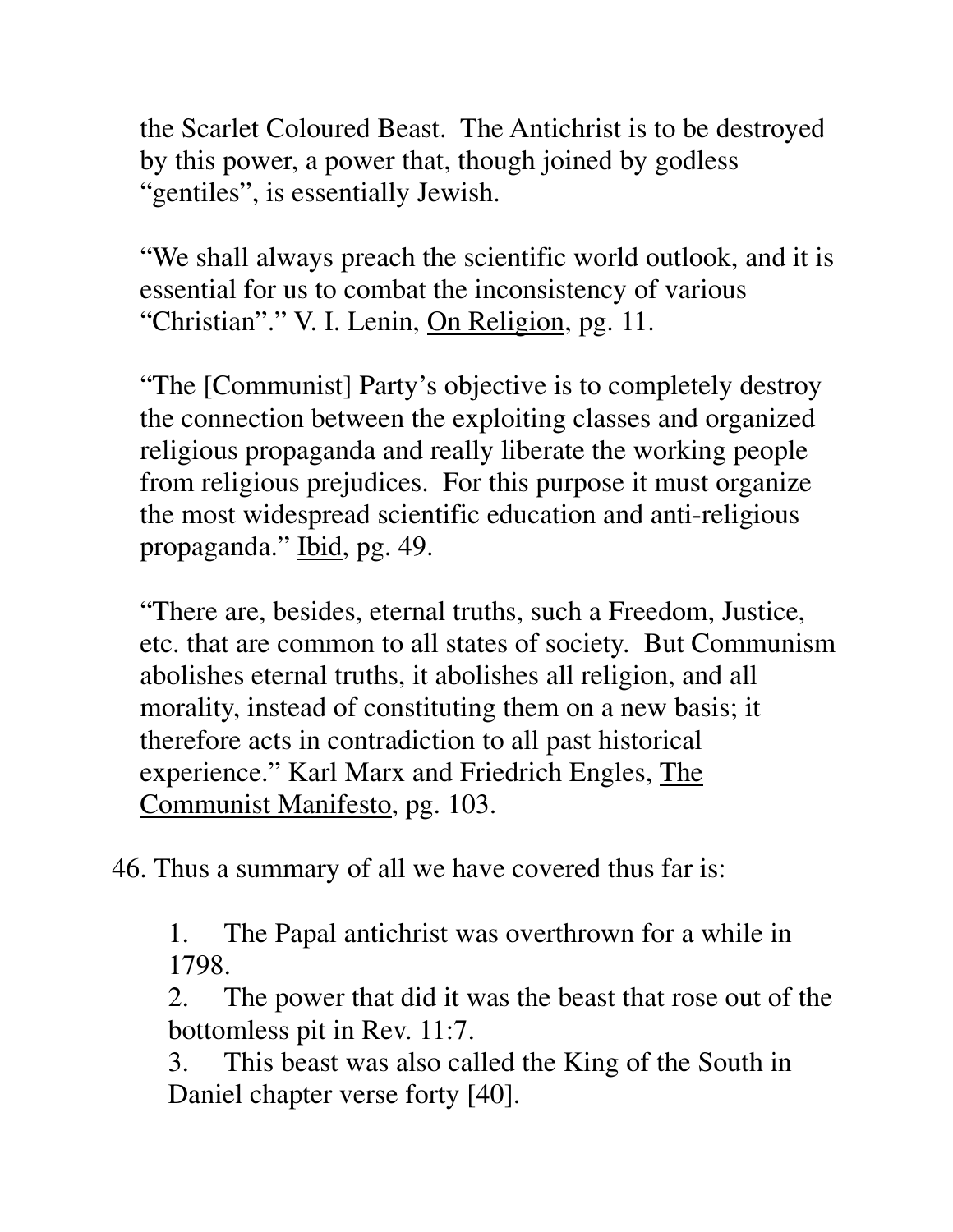the Scarlet Coloured Beast. The Antichrist is to be destroyed by this power, a power that, though joined by godless "gentiles", is essentially Jewish.

"We shall always preach the scientific world outlook, and it is essential for us to combat the inconsistency of various "Christian"." V. I. Lenin, <u>On Religion</u>, pg. 11.

"The [Communist] Party's objective is to completely destroy the connection between the exploiting classes and organized religious propaganda and really liberate the working people from religious prejudices. For this purpose it must organize the most widespread scientific education and anti-religious propaganda." <u>Ibid</u>, pg. 49.

"There are, besides, eternal truths, such a Freedom, Justice, etc. that are common to all states of society. But Communism abolishes eternal truths, it abolishes all religion, and all morality, instead of constituting them on a new basis; it therefore acts in contradiction to all past historical experience." Karl Marx and Friedrich Engles, <u>The Communist Manifesto</u>, pg. 103.

46. Thus a summary of all we have covered thus far is:

1. The Papal antichrist was overthrown for a while in 1798.
2. The power that did it was the beast that rose out of the bottomless pit in Rev. 11:7.
3. This beast was also called the King of the South in Daniel chapter verse forty [40].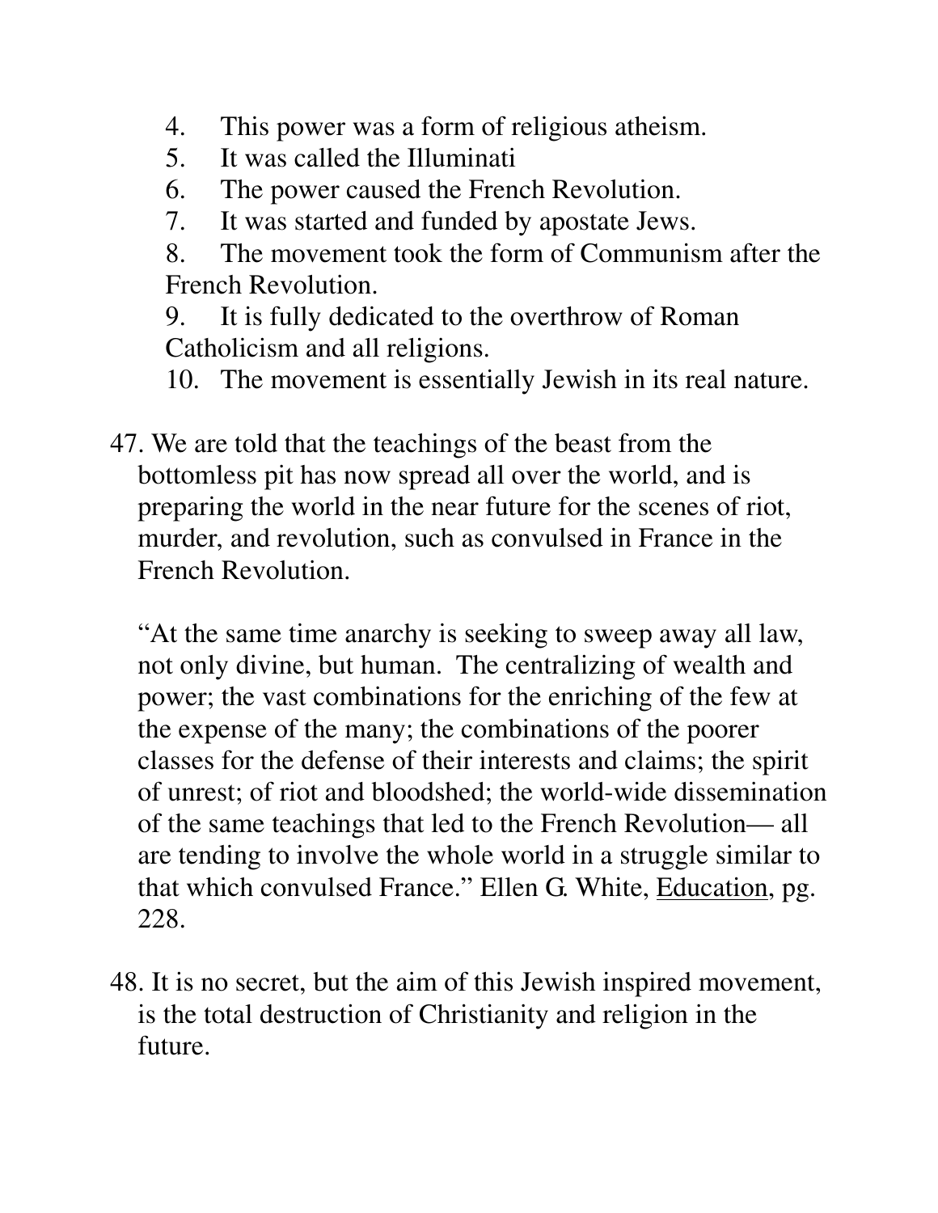4. This power was a form of religious atheism.
5. It was called the Illuminati
6. The power caused the French Revolution.
7. It was started and funded by apostate Jews.
8. The movement took the form of Communism after the French Revolution.
9. It is fully dedicated to the overthrow of Roman Catholicism and all religions.
10. The movement is essentially Jewish in its real nature.

47. We are told that the teachings of the beast from the bottomless pit has now spread all over the world, and is preparing the world in the near future for the scenes of riot, murder, and revolution, such as convulsed in France in the French Revolution.

    "At the same time anarchy is seeking to sweep away all law, not only divine, but human. The centralizing of wealth and power; the vast combinations for the enriching of the few at the expense of the many; the combinations of the poorer classes for the defense of their interests and claims; the spirit of unrest; of riot and bloodshed; the world-wide dissemination of the same teachings that led to the French Revolution— all are tending to involve the whole world in a struggle similar to that which convulsed France." Ellen G. White, <u>Education</u>, pg. 228.

48. It is no secret, but the aim of this Jewish inspired movement, is the total destruction of Christianity and religion in the future.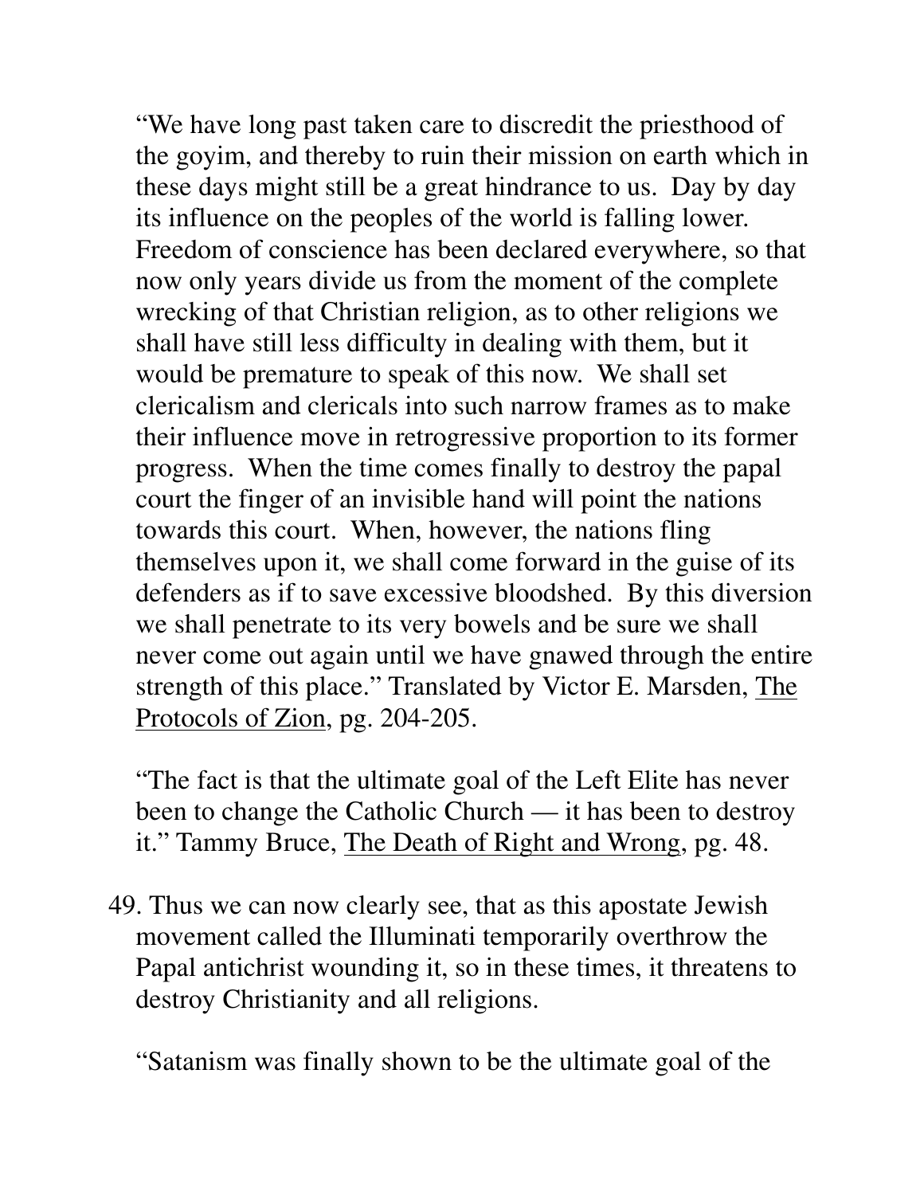"We have long past taken care to discredit the priesthood of the goyim, and thereby to ruin their mission on earth which in these days might still be a great hindrance to us. Day by day its influence on the peoples of the world is falling lower. Freedom of conscience has been declared everywhere, so that now only years divide us from the moment of the complete wrecking of that Christian religion, as to other religions we shall have still less difficulty in dealing with them, but it would be premature to speak of this now. We shall set clericalism and clericals into such narrow frames as to make their influence move in retrogressive proportion to its former progress. When the time comes finally to destroy the papal court the finger of an invisible hand will point the nations towards this court. When, however, the nations fling themselves upon it, we shall come forward in the guise of its defenders as if to save excessive bloodshed. By this diversion we shall penetrate to its very bowels and be sure we shall never come out again until we have gnawed through the entire strength of this place." Translated by Victor E. Marsden, <u>The Protocols of Zion</u>, pg. 204-205.

"The fact is that the ultimate goal of the Left Elite has never been to change the Catholic Church — it has been to destroy it." Tammy Bruce, <u>The Death of Right and Wrong</u>, pg. 48.

49. Thus we can now clearly see, that as this apostate Jewish movement called the Illuminati temporarily overthrow the Papal antichrist wounding it, so in these times, it threatens to destroy Christianity and all religions.

"Satanism was finally shown to be the ultimate goal of the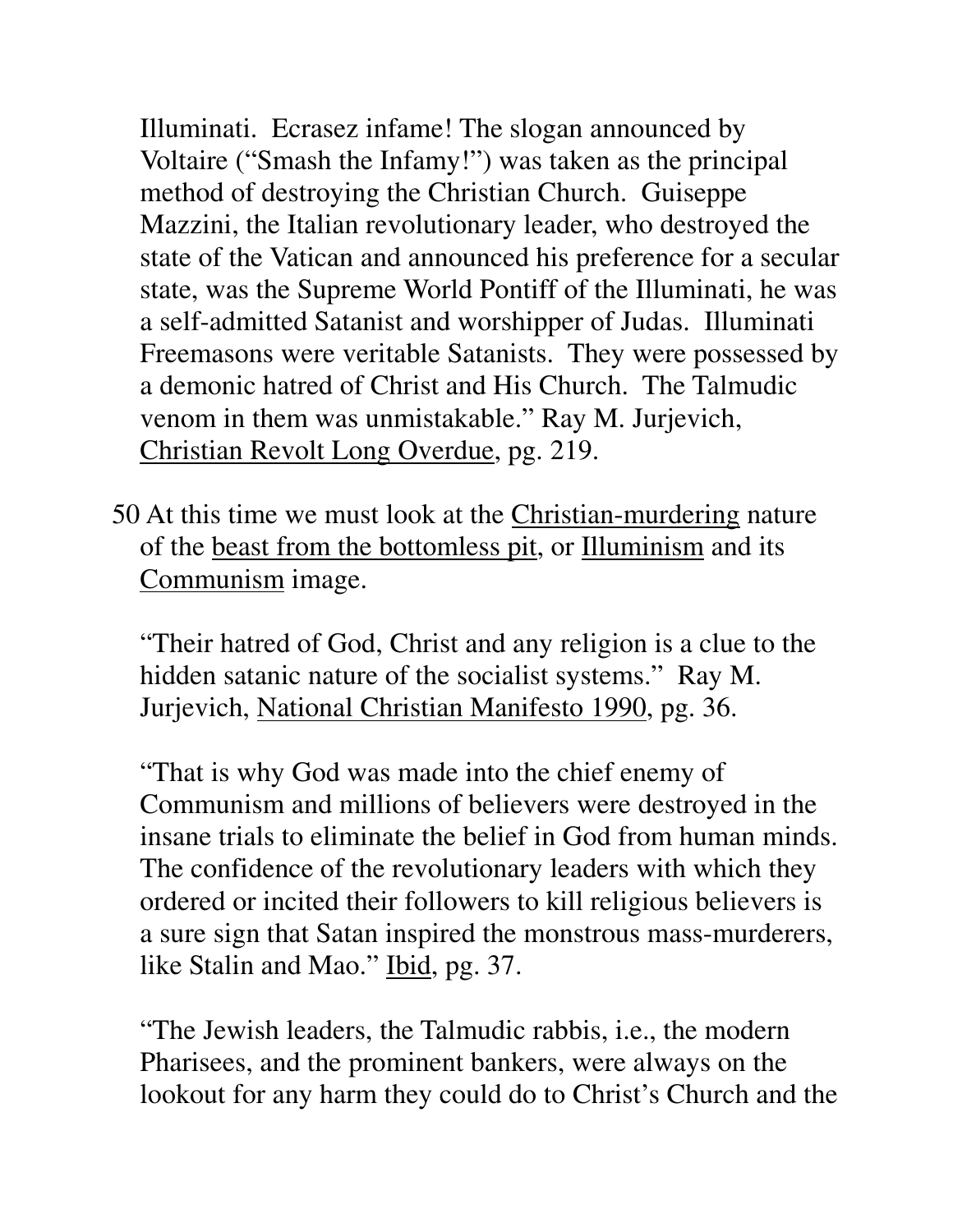Illuminati. Ecrasez infame! The slogan announced by Voltaire ("Smash the Infamy!") was taken as the principal method of destroying the Christian Church. Guiseppe Mazzini, the Italian revolutionary leader, who destroyed the state of the Vatican and announced his preference for a secular state, was the Supreme World Pontiff of the Illuminati, he was a self-admitted Satanist and worshipper of Judas. Illuminati Freemasons were veritable Satanists. They were possessed by a demonic hatred of Christ and His Church. The Talmudic venom in them was unmistakable." Ray M. Jurjevich, <u>Christian Revolt Long Overdue</u>, pg. 219.

50 At this time we must look at the <u>Christian-murdering</u> nature of the <u>beast from the bottomless pit</u>, or <u>Illuminism</u> and its <u>Communism</u> image.

"Their hatred of God, Christ and any religion is a clue to the hidden satanic nature of the socialist systems." Ray M. Jurjevich, <u>National Christian Manifesto 1990</u>, pg. 36.

"That is why God was made into the chief enemy of Communism and millions of believers were destroyed in the insane trials to eliminate the belief in God from human minds. The confidence of the revolutionary leaders with which they ordered or incited their followers to kill religious believers is a sure sign that Satan inspired the monstrous mass-murderers, like Stalin and Mao." <u>Ibid</u>, pg. 37.

"The Jewish leaders, the Talmudic rabbis, i.e., the modern Pharisees, and the prominent bankers, were always on the lookout for any harm they could do to Christ's Church and the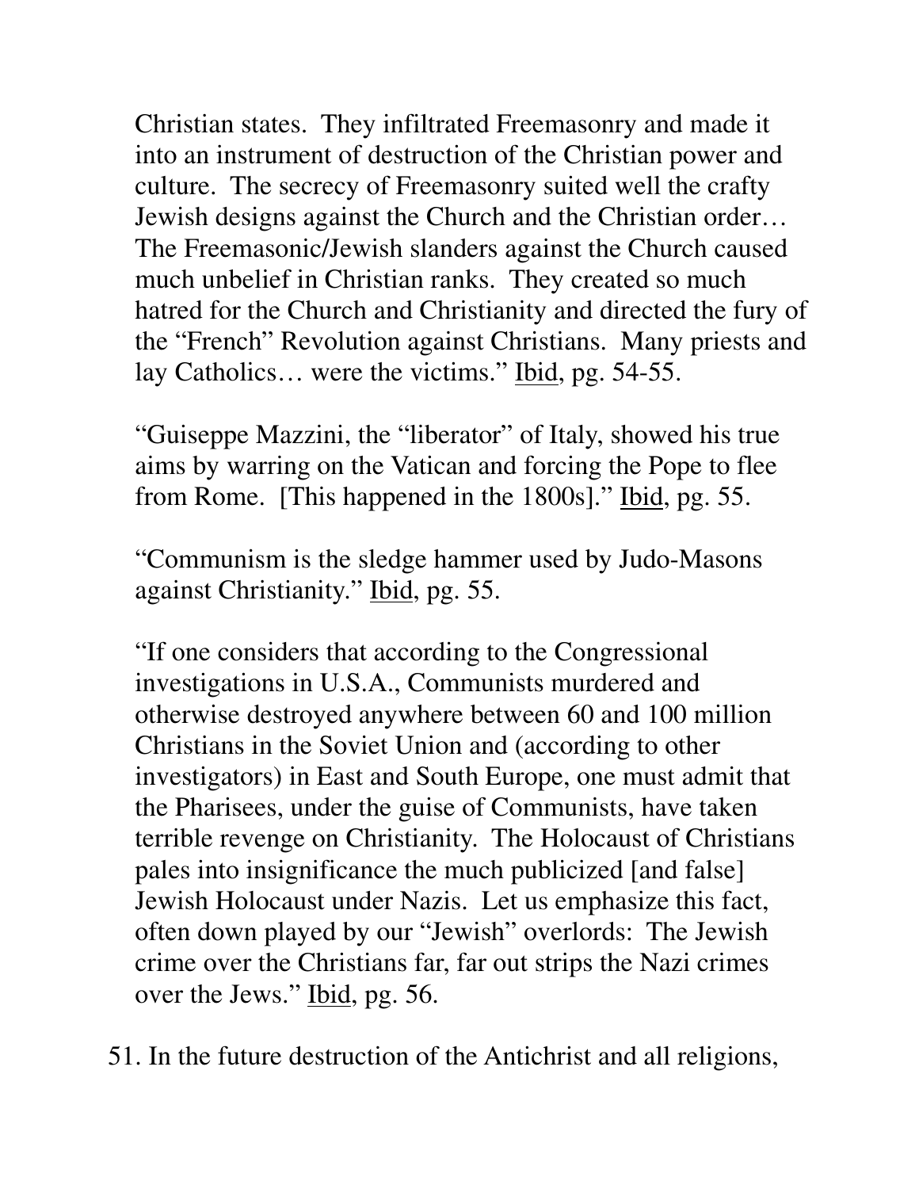Christian states. They infiltrated Freemasonry and made it into an instrument of destruction of the Christian power and culture. The secrecy of Freemasonry suited well the crafty Jewish designs against the Church and the Christian order… The Freemasonic/Jewish slanders against the Church caused much unbelief in Christian ranks. They created so much hatred for the Church and Christianity and directed the fury of the "French" Revolution against Christians. Many priests and lay Catholics… were the victims." Ibid, pg. 54-55.

"Guiseppe Mazzini, the "liberator" of Italy, showed his true aims by warring on the Vatican and forcing the Pope to flee from Rome. [This happened in the 1800s]." Ibid, pg. 55.

"Communism is the sledge hammer used by Judo-Masons against Christianity." Ibid, pg. 55.

"If one considers that according to the Congressional investigations in U.S.A., Communists murdered and otherwise destroyed anywhere between 60 and 100 million Christians in the Soviet Union and (according to other investigators) in East and South Europe, one must admit that the Pharisees, under the guise of Communists, have taken terrible revenge on Christianity. The Holocaust of Christians pales into insignificance the much publicized [and false] Jewish Holocaust under Nazis. Let us emphasize this fact, often down played by our "Jewish" overlords: The Jewish crime over the Christians far, far out strips the Nazi crimes over the Jews." Ibid, pg. 56.

51. In the future destruction of the Antichrist and all religions,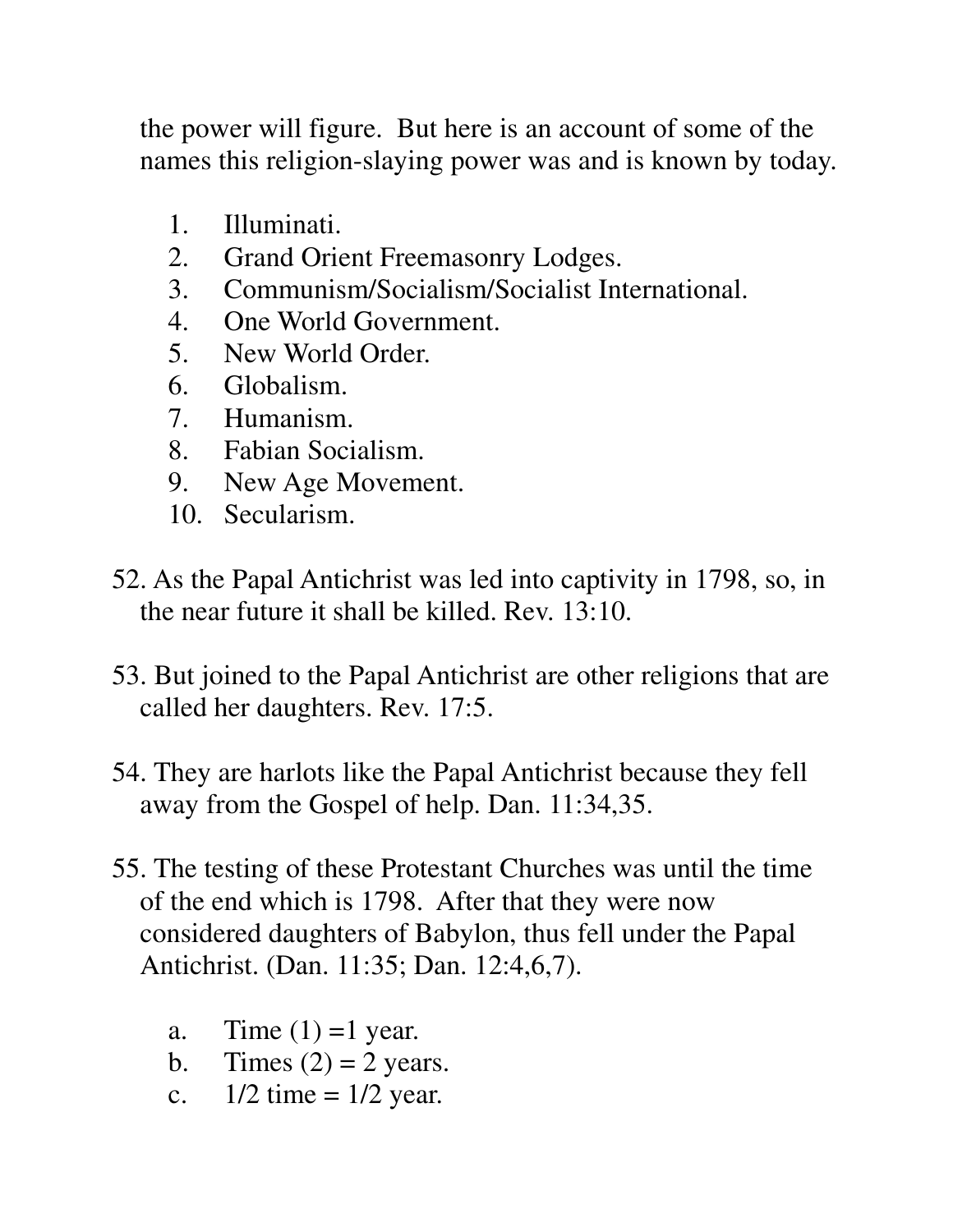the power will figure. But here is an account of some of the names this religion-slaying power was and is known by today.

1. Illuminati.
2. Grand Orient Freemasonry Lodges.
3. Communism/Socialism/Socialist International.
4. One World Government.
5. New World Order.
6. Globalism.
7. Humanism.
8. Fabian Socialism.
9. New Age Movement.
10. Secularism.

52. As the Papal Antichrist was led into captivity in 1798, so, in the near future it shall be killed. Rev. 13:10.

53. But joined to the Papal Antichrist are other religions that are called her daughters. Rev. 17:5.

54. They are harlots like the Papal Antichrist because they fell away from the Gospel of help. Dan. 11:34,35.

55. The testing of these Protestant Churches was until the time of the end which is 1798. After that they were now considered daughters of Babylon, thus fell under the Papal Antichrist. (Dan. 11:35; Dan. 12:4,6,7).

   a. Time (1) =1 year.
   b. Times (2) = 2 years.
   c. 1/2 time = 1/2 year.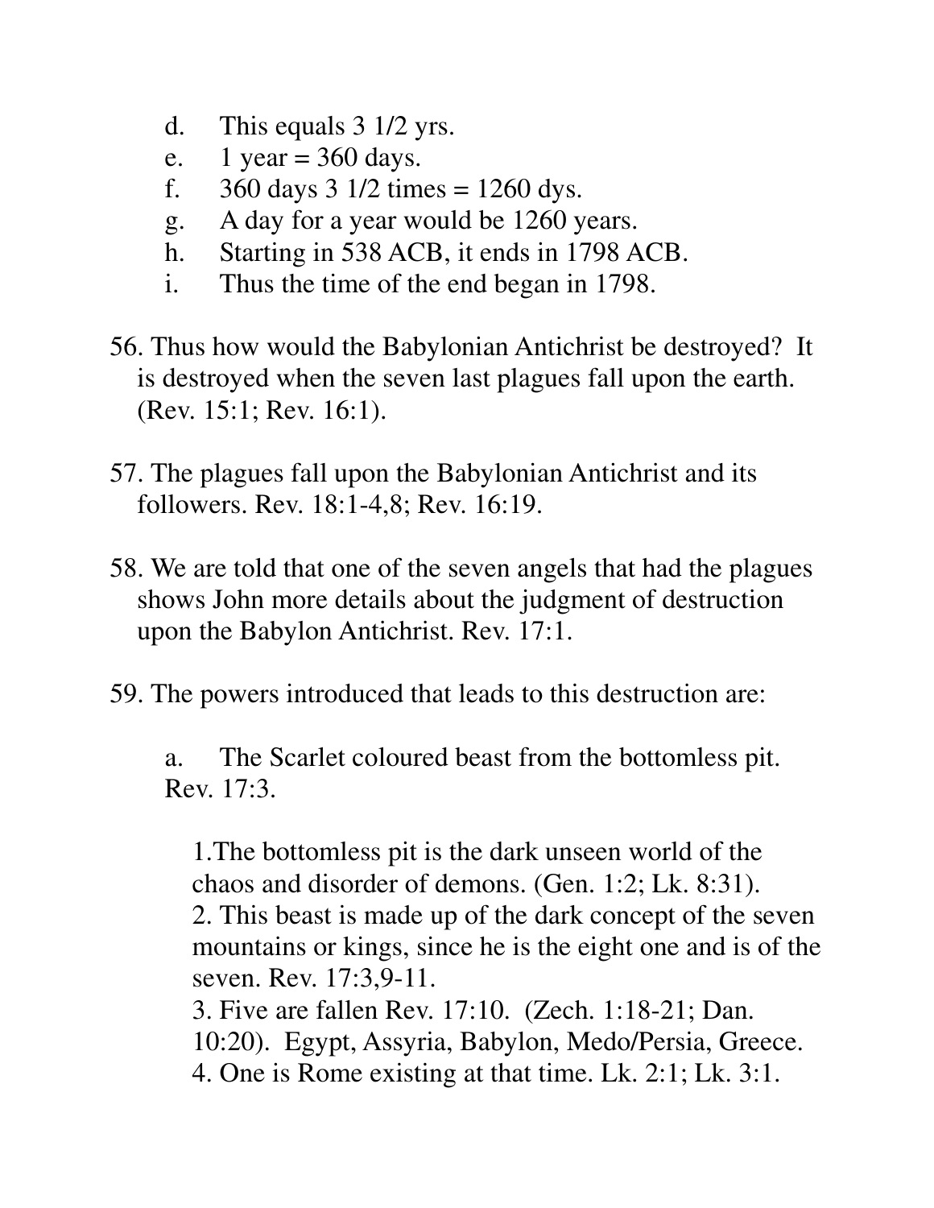d. This equals 3 1/2 yrs.
e. 1 year = 360 days.
f. 360 days 3 1/2 times = 1260 dys.
g. A day for a year would be 1260 years.
h. Starting in 538 ACB, it ends in 1798 ACB.
i. Thus the time of the end began in 1798.

56. Thus how would the Babylonian Antichrist be destroyed? It is destroyed when the seven last plagues fall upon the earth. (Rev. 15:1; Rev. 16:1).

57. The plagues fall upon the Babylonian Antichrist and its followers. Rev. 18:1-4,8; Rev. 16:19.

58. We are told that one of the seven angels that had the plagues shows John more details about the judgment of destruction upon the Babylon Antichrist. Rev. 17:1.

59. The powers introduced that leads to this destruction are:

a. The Scarlet coloured beast from the bottomless pit. Rev. 17:3.

1.The bottomless pit is the dark unseen world of the chaos and disorder of demons. (Gen. 1:2; Lk. 8:31).
2. This beast is made up of the dark concept of the seven mountains or kings, since he is the eight one and is of the seven. Rev. 17:3,9-11.
3. Five are fallen Rev. 17:10. (Zech. 1:18-21; Dan. 10:20). Egypt, Assyria, Babylon, Medo/Persia, Greece.
4. One is Rome existing at that time. Lk. 2:1; Lk. 3:1.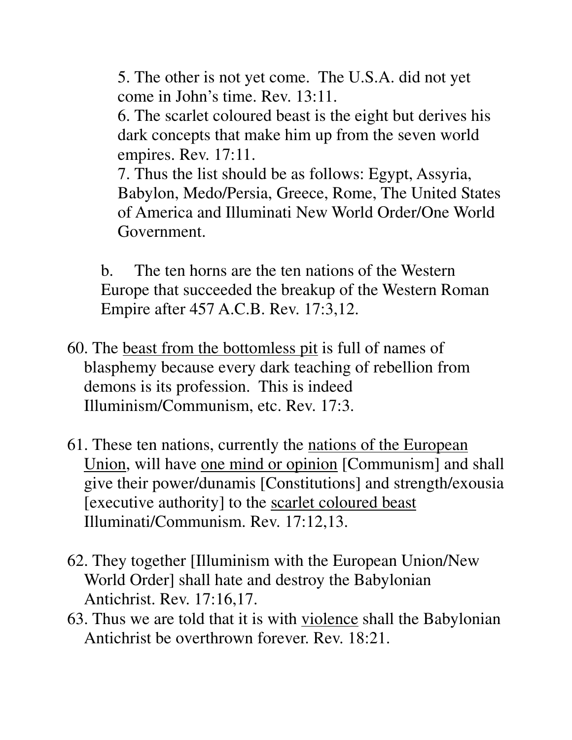5. The other is not yet come. The U.S.A. did not yet come in John's time. Rev. 13:11.

6. The scarlet coloured beast is the eight but derives his dark concepts that make him up from the seven world empires. Rev. 17:11.

7. Thus the list should be as follows: Egypt, Assyria, Babylon, Medo/Persia, Greece, Rome, The United States of America and Illuminati New World Order/One World Government.

b. The ten horns are the ten nations of the Western Europe that succeeded the breakup of the Western Roman Empire after 457 A.C.B. Rev. 17:3,12.

60. The <u>beast from the bottomless pit</u> is full of names of blasphemy because every dark teaching of rebellion from demons is its profession. This is indeed Illuminism/Communism, etc. Rev. 17:3.

61. These ten nations, currently the <u>nations of the European Union</u>, will have <u>one mind or opinion</u> [Communism] and shall give their power/dunamis [Constitutions] and strength/exousia [executive authority] to the <u>scarlet coloured beast</u> Illuminati/Communism. Rev. 17:12,13.

62. They together [Illuminism with the European Union/New World Order] shall hate and destroy the Babylonian Antichrist. Rev. 17:16,17.

63. Thus we are told that it is with <u>violence</u> shall the Babylonian Antichrist be overthrown forever. Rev. 18:21.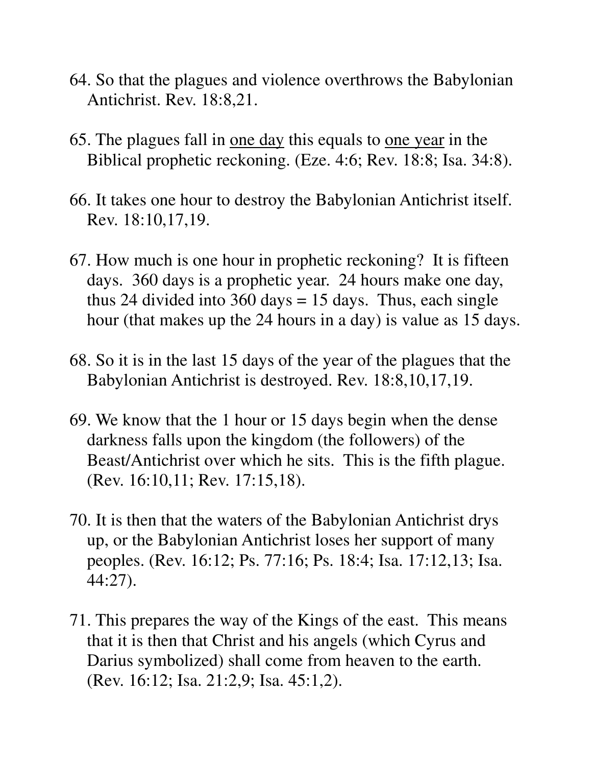64. So that the plagues and violence overthrows the Babylonian Antichrist. Rev. 18:8,21.

65. The plagues fall in <u>one day</u> this equals to <u>one year</u> in the Biblical prophetic reckoning. (Eze. 4:6; Rev. 18:8; Isa. 34:8).

66. It takes one hour to destroy the Babylonian Antichrist itself. Rev. 18:10,17,19.

67. How much is one hour in prophetic reckoning? It is fifteen days. 360 days is a prophetic year. 24 hours make one day, thus 24 divided into 360 days = 15 days. Thus, each single hour (that makes up the 24 hours in a day) is value as 15 days.

68. So it is in the last 15 days of the year of the plagues that the Babylonian Antichrist is destroyed. Rev. 18:8,10,17,19.

69. We know that the 1 hour or 15 days begin when the dense darkness falls upon the kingdom (the followers) of the Beast/Antichrist over which he sits. This is the fifth plague. (Rev. 16:10,11; Rev. 17:15,18).

70. It is then that the waters of the Babylonian Antichrist drys up, or the Babylonian Antichrist loses her support of many peoples. (Rev. 16:12; Ps. 77:16; Ps. 18:4; Isa. 17:12,13; Isa. 44:27).

71. This prepares the way of the Kings of the east. This means that it is then that Christ and his angels (which Cyrus and Darius symbolized) shall come from heaven to the earth. (Rev. 16:12; Isa. 21:2,9; Isa. 45:1,2).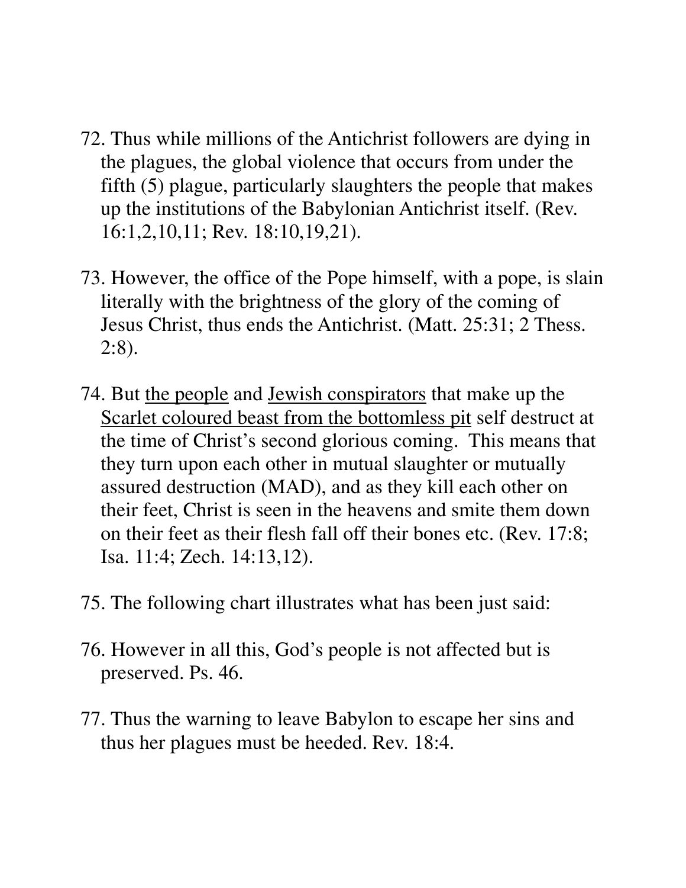72. Thus while millions of the Antichrist followers are dying in the plagues, the global violence that occurs from under the fifth (5) plague, particularly slaughters the people that makes up the institutions of the Babylonian Antichrist itself. (Rev. 16:1,2,10,11; Rev. 18:10,19,21).

73. However, the office of the Pope himself, with a pope, is slain literally with the brightness of the glory of the coming of Jesus Christ, thus ends the Antichrist. (Matt. 25:31; 2 Thess. 2:8).

74. But <u>the people</u> and <u>Jewish conspirators</u> that make up the <u>Scarlet coloured beast from the bottomless pit</u> self destruct at the time of Christ's second glorious coming. This means that they turn upon each other in mutual slaughter or mutually assured destruction (MAD), and as they kill each other on their feet, Christ is seen in the heavens and smite them down on their feet as their flesh fall off their bones etc. (Rev. 17:8; Isa. 11:4; Zech. 14:13,12).

75. The following chart illustrates what has been just said:

76. However in all this, God's people is not affected but is preserved. Ps. 46.

77. Thus the warning to leave Babylon to escape her sins and thus her plagues must be heeded. Rev. 18:4.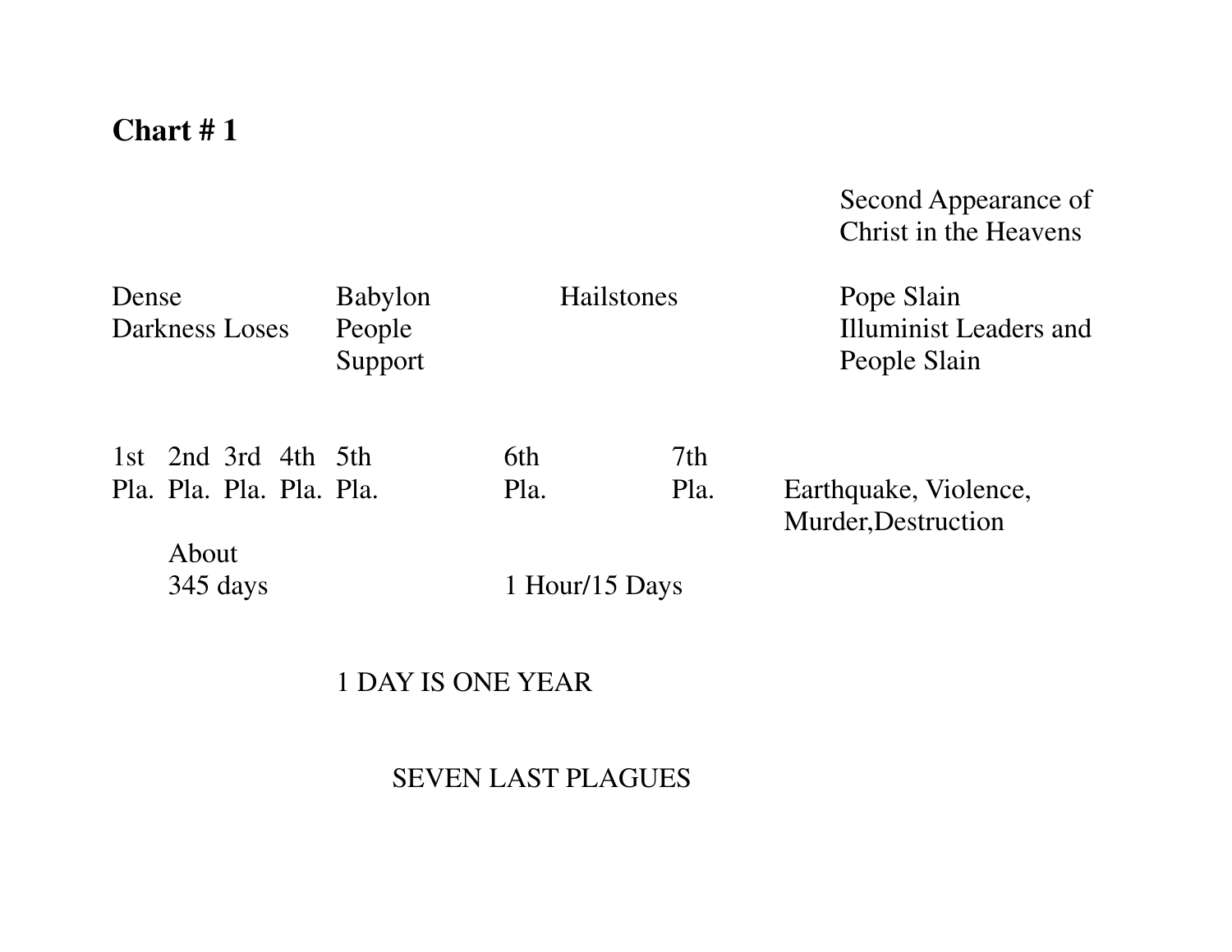**Chart # 1**

Second Appearance of
Christ in the Heavens

Dense
Darkness Loses

Babylon
People
Support

Hailstones

Pope Slain
Illuminist Leaders and
People Slain

1st Pla. 2nd Pla. 3rd Pla. 4th Pla. 5th Pla. 6th Pla. 7th Pla.

Earthquake, Violence,
Murder,Destruction

About
345 days

1 Hour/15 Days

1 DAY IS ONE YEAR

SEVEN LAST PLAGUES